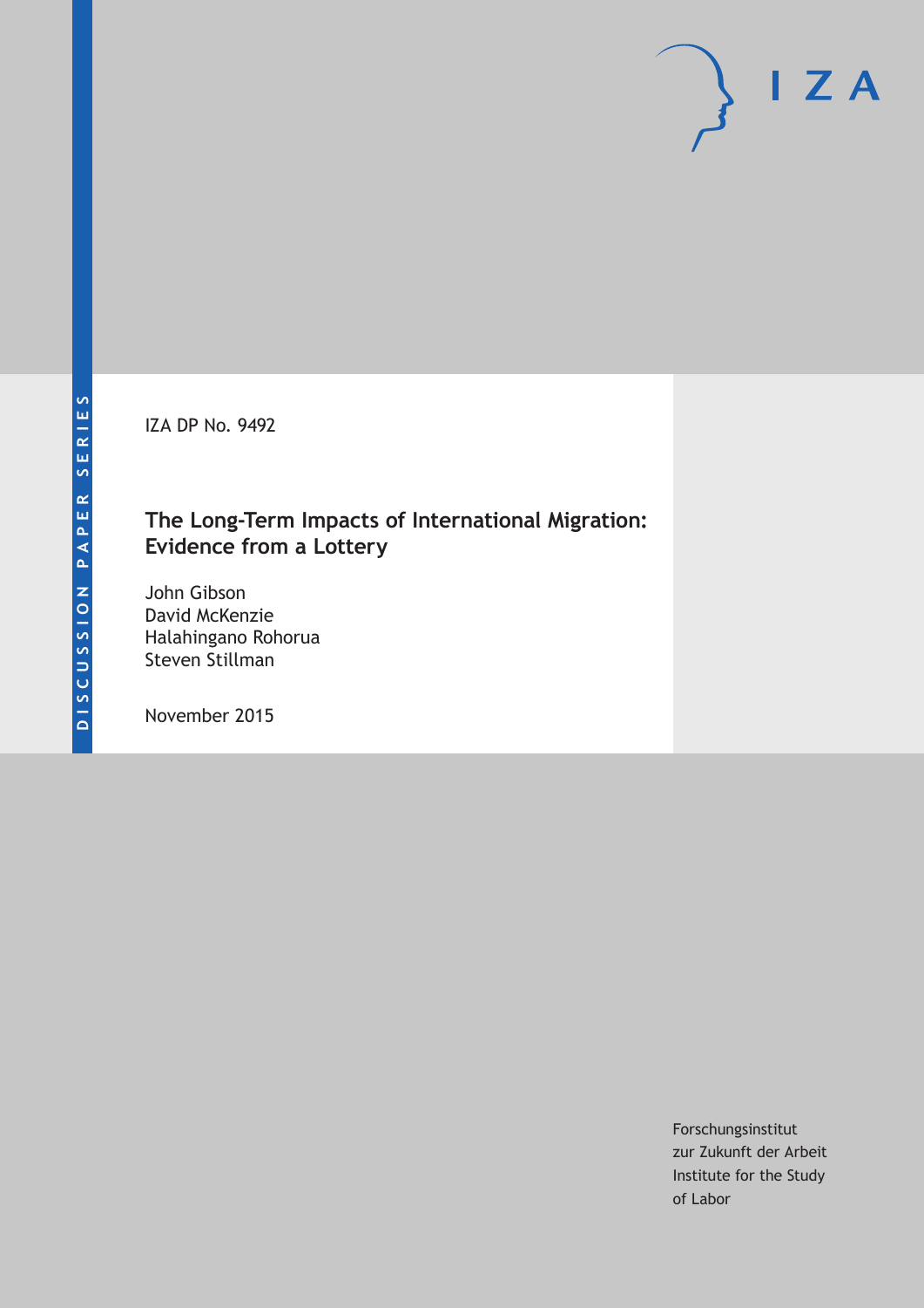DISCUSSION PAPER SERIES

IZA DP No. 9492

# The Long-Term Impacts of International Migration: Evidence from a Lottery

John Gibson
David McKenzie
Halahingano Rohorua
Steven Stillman

November 2015

Forschungsinstitut
zur Zukunft der Arbeit
Institute for the Study
of Labor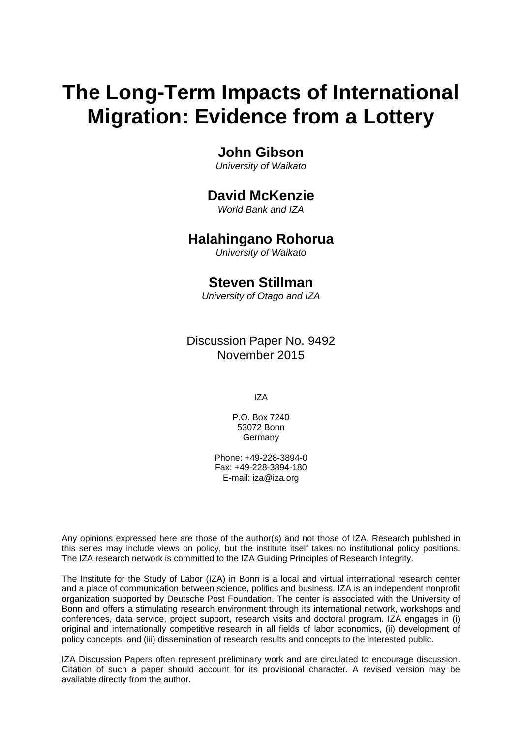# The Long-Term Impacts of International Migration: Evidence from a Lottery

**John Gibson**
*University of Waikato*

**David McKenzie**
*World Bank and IZA*

**Halahingano Rohorua**
*University of Waikato*

**Steven Stillman**
*University of Otago and IZA*

Discussion Paper No. 9492
November 2015

IZA

P.O. Box 7240
53072 Bonn
Germany

Phone: +49-228-3894-0
Fax: +49-228-3894-180
E-mail: iza@iza.org

Any opinions expressed here are those of the author(s) and not those of IZA. Research published in this series may include views on policy, but the institute itself takes no institutional policy positions. The IZA research network is committed to the IZA Guiding Principles of Research Integrity.

The Institute for the Study of Labor (IZA) in Bonn is a local and virtual international research center and a place of communication between science, politics and business. IZA is an independent nonprofit organization supported by Deutsche Post Foundation. The center is associated with the University of Bonn and offers a stimulating research environment through its international network, workshops and conferences, data service, project support, research visits and doctoral program. IZA engages in (i) original and internationally competitive research in all fields of labor economics, (ii) development of policy concepts, and (iii) dissemination of research results and concepts to the interested public.

IZA Discussion Papers often represent preliminary work and are circulated to encourage discussion. Citation of such a paper should account for its provisional character. A revised version may be available directly from the author.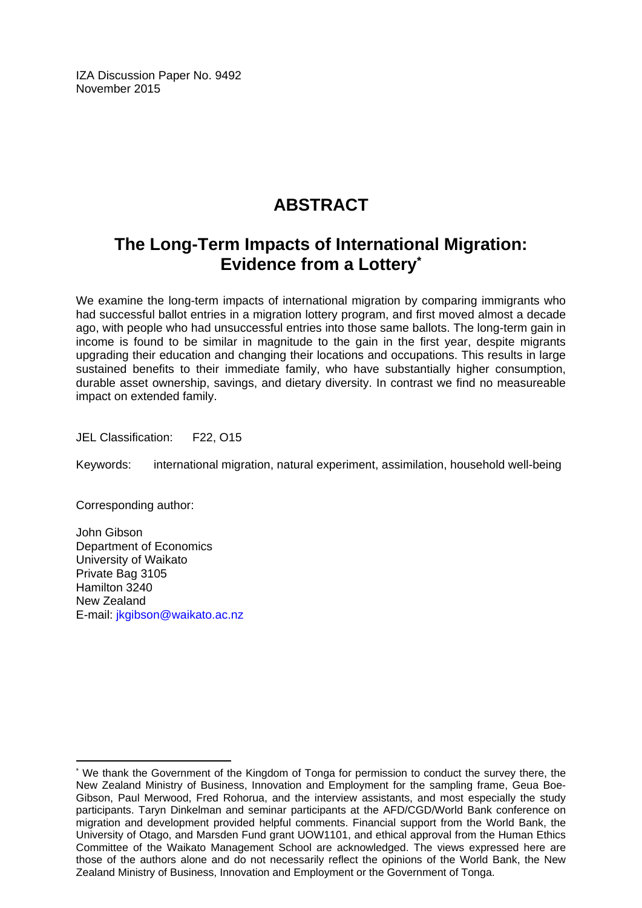IZA Discussion Paper No. 9492
November 2015

# ABSTRACT

## The Long-Term Impacts of International Migration: Evidence from a Lottery*

We examine the long-term impacts of international migration by comparing immigrants who had successful ballot entries in a migration lottery program, and first moved almost a decade ago, with people who had unsuccessful entries into those same ballots. The long-term gain in income is found to be similar in magnitude to the gain in the first year, despite migrants upgrading their education and changing their locations and occupations. This results in large sustained benefits to their immediate family, who have substantially higher consumption, durable asset ownership, savings, and dietary diversity. In contrast we find no measureable impact on extended family.

JEL Classification: F22, O15

Keywords: international migration, natural experiment, assimilation, household well-being

Corresponding author:

John Gibson
Department of Economics
University of Waikato
Private Bag 3105
Hamilton 3240
New Zealand
E-mail: jkgibson@waikato.ac.nz

* We thank the Government of the Kingdom of Tonga for permission to conduct the survey there, the New Zealand Ministry of Business, Innovation and Employment for the sampling frame, Geua Boe-Gibson, Paul Merwood, Fred Rohorua, and the interview assistants, and most especially the study participants. Taryn Dinkelman and seminar participants at the AFD/CGD/World Bank conference on migration and development provided helpful comments. Financial support from the World Bank, the University of Otago, and Marsden Fund grant UOW1101, and ethical approval from the Human Ethics Committee of the Waikato Management School are acknowledged. The views expressed here are those of the authors alone and do not necessarily reflect the opinions of the World Bank, the New Zealand Ministry of Business, Innovation and Employment or the Government of Tonga.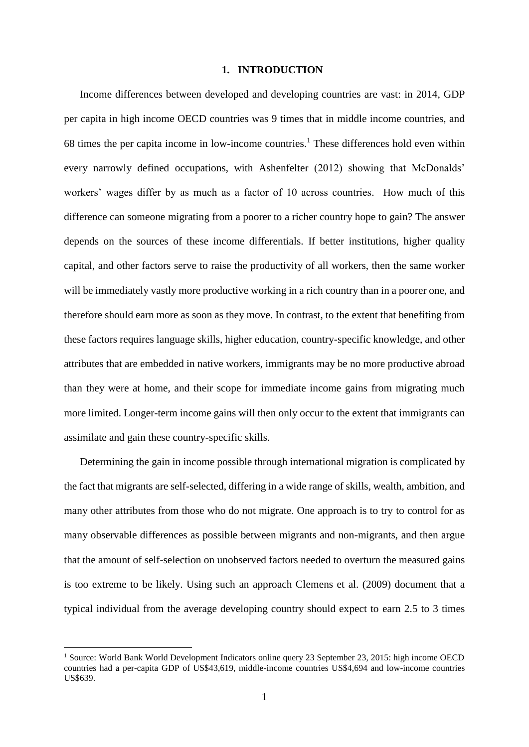# 1. INTRODUCTION

Income differences between developed and developing countries are vast: in 2014, GDP per capita in high income OECD countries was 9 times that in middle income countries, and 68 times the per capita income in low-income countries.[1] These differences hold even within every narrowly defined occupations, with Ashenfelter (2012) showing that McDonalds' workers' wages differ by as much as a factor of 10 across countries. How much of this difference can someone migrating from a poorer to a richer country hope to gain? The answer depends on the sources of these income differentials. If better institutions, higher quality capital, and other factors serve to raise the productivity of all workers, then the same worker will be immediately vastly more productive working in a rich country than in a poorer one, and therefore should earn more as soon as they move. In contrast, to the extent that benefiting from these factors requires language skills, higher education, country-specific knowledge, and other attributes that are embedded in native workers, immigrants may be no more productive abroad than they were at home, and their scope for immediate income gains from migrating much more limited. Longer-term income gains will then only occur to the extent that immigrants can assimilate and gain these country-specific skills.

Determining the gain in income possible through international migration is complicated by the fact that migrants are self-selected, differing in a wide range of skills, wealth, ambition, and many other attributes from those who do not migrate. One approach is to try to control for as many observable differences as possible between migrants and non-migrants, and then argue that the amount of self-selection on unobserved factors needed to overturn the measured gains is too extreme to be likely. Using such an approach Clemens et al. (2009) document that a typical individual from the average developing country should expect to earn 2.5 to 3 times

[1] Source: World Bank World Development Indicators online query 23 September 23, 2015: high income OECD countries had a per-capita GDP of US$43,619, middle-income countries US$4,694 and low-income countries US$639.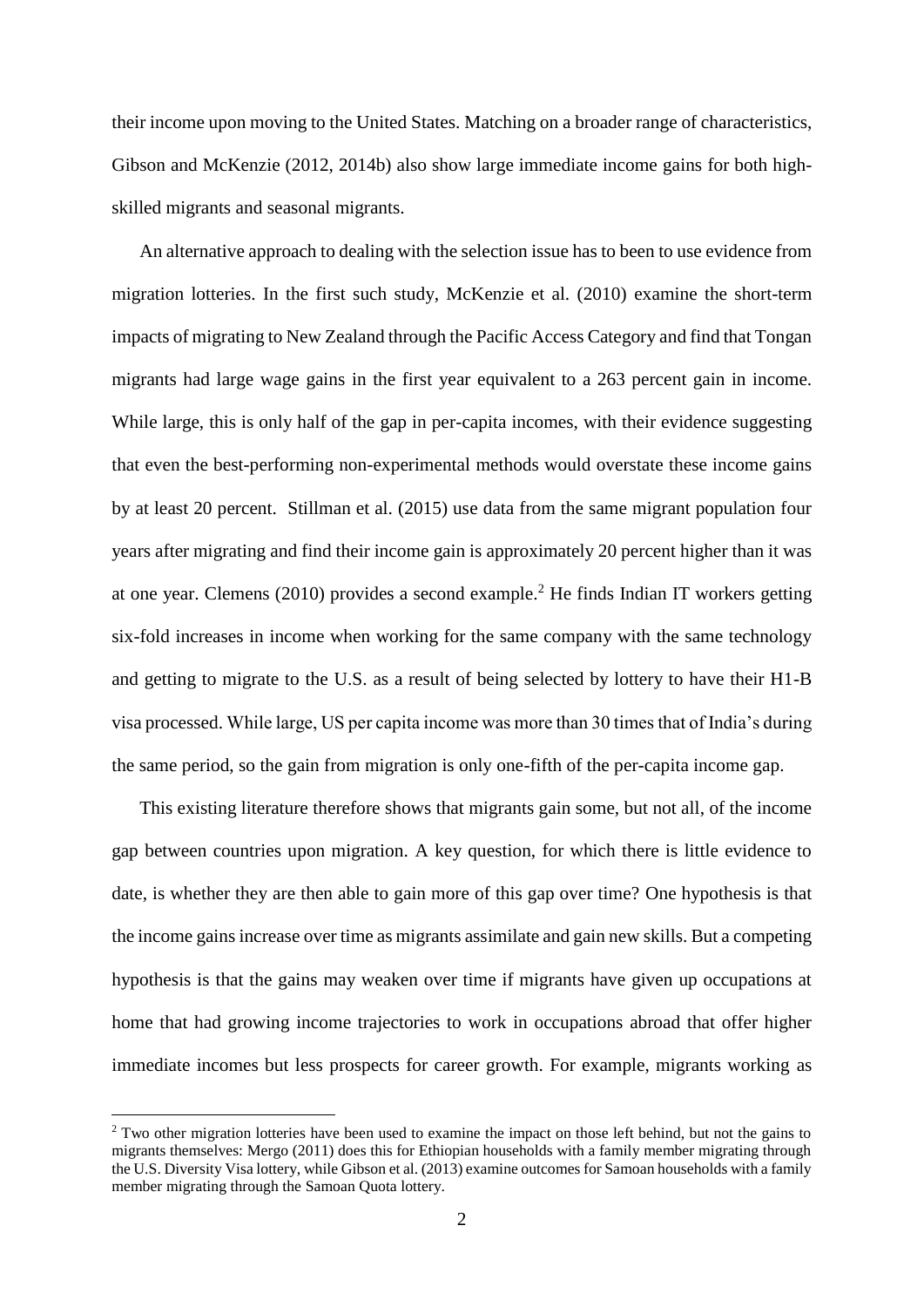their income upon moving to the United States. Matching on a broader range of characteristics, Gibson and McKenzie (2012, 2014b) also show large immediate income gains for both high-skilled migrants and seasonal migrants.

An alternative approach to dealing with the selection issue has to been to use evidence from migration lotteries. In the first such study, McKenzie et al. (2010) examine the short-term impacts of migrating to New Zealand through the Pacific Access Category and find that Tongan migrants had large wage gains in the first year equivalent to a 263 percent gain in income. While large, this is only half of the gap in per-capita incomes, with their evidence suggesting that even the best-performing non-experimental methods would overstate these income gains by at least 20 percent. Stillman et al. (2015) use data from the same migrant population four years after migrating and find their income gain is approximately 20 percent higher than it was at one year. Clemens (2010) provides a second example.[2] He finds Indian IT workers getting six-fold increases in income when working for the same company with the same technology and getting to migrate to the U.S. as a result of being selected by lottery to have their H1-B visa processed. While large, US per capita income was more than 30 times that of India's during the same period, so the gain from migration is only one-fifth of the per-capita income gap.

This existing literature therefore shows that migrants gain some, but not all, of the income gap between countries upon migration. A key question, for which there is little evidence to date, is whether they are then able to gain more of this gap over time? One hypothesis is that the income gains increase over time as migrants assimilate and gain new skills. But a competing hypothesis is that the gains may weaken over time if migrants have given up occupations at home that had growing income trajectories to work in occupations abroad that offer higher immediate incomes but less prospects for career growth. For example, migrants working as

[2] Two other migration lotteries have been used to examine the impact on those left behind, but not the gains to migrants themselves: Mergo (2011) does this for Ethiopian households with a family member migrating through the U.S. Diversity Visa lottery, while Gibson et al. (2013) examine outcomes for Samoan households with a family member migrating through the Samoan Quota lottery.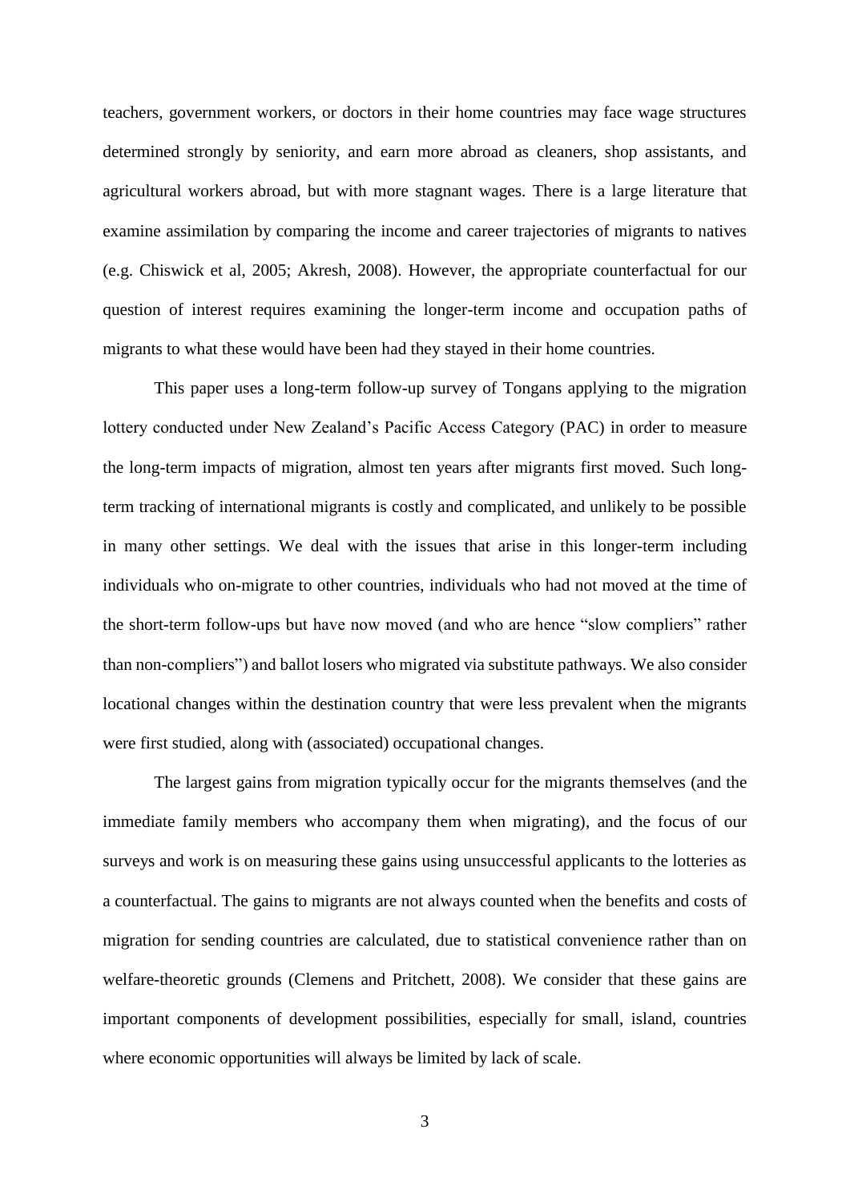teachers, government workers, or doctors in their home countries may face wage structures determined strongly by seniority, and earn more abroad as cleaners, shop assistants, and agricultural workers abroad, but with more stagnant wages. There is a large literature that examine assimilation by comparing the income and career trajectories of migrants to natives (e.g. Chiswick et al, 2005; Akresh, 2008). However, the appropriate counterfactual for our question of interest requires examining the longer-term income and occupation paths of migrants to what these would have been had they stayed in their home countries.

This paper uses a long-term follow-up survey of Tongans applying to the migration lottery conducted under New Zealand's Pacific Access Category (PAC) in order to measure the long-term impacts of migration, almost ten years after migrants first moved. Such long-term tracking of international migrants is costly and complicated, and unlikely to be possible in many other settings. We deal with the issues that arise in this longer-term including individuals who on-migrate to other countries, individuals who had not moved at the time of the short-term follow-ups but have now moved (and who are hence "slow compliers" rather than non-compliers") and ballot losers who migrated via substitute pathways. We also consider locational changes within the destination country that were less prevalent when the migrants were first studied, along with (associated) occupational changes.

The largest gains from migration typically occur for the migrants themselves (and the immediate family members who accompany them when migrating), and the focus of our surveys and work is on measuring these gains using unsuccessful applicants to the lotteries as a counterfactual. The gains to migrants are not always counted when the benefits and costs of migration for sending countries are calculated, due to statistical convenience rather than on welfare-theoretic grounds (Clemens and Pritchett, 2008). We consider that these gains are important components of development possibilities, especially for small, island, countries where economic opportunities will always be limited by lack of scale.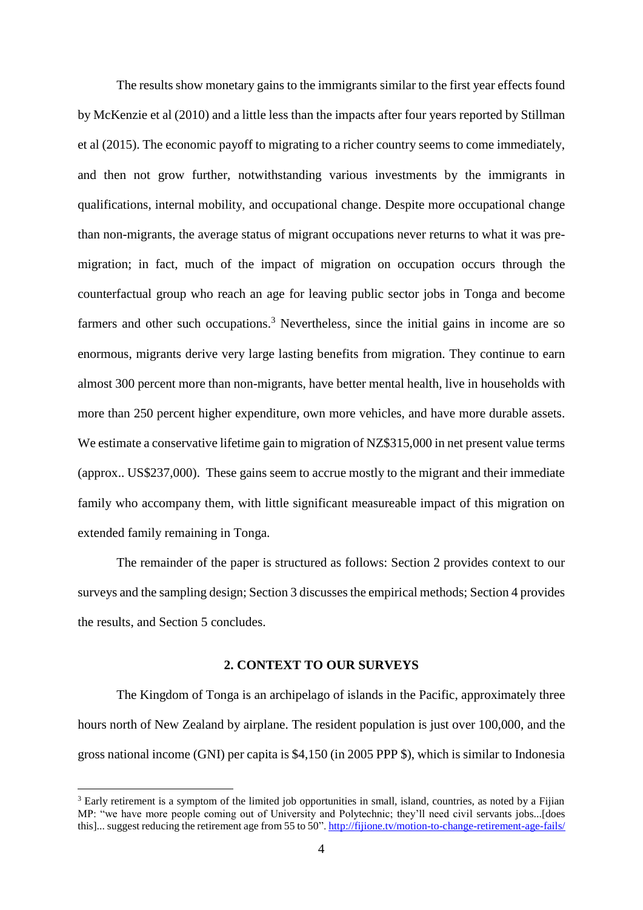The results show monetary gains to the immigrants similar to the first year effects found by McKenzie et al (2010) and a little less than the impacts after four years reported by Stillman et al (2015). The economic payoff to migrating to a richer country seems to come immediately, and then not grow further, notwithstanding various investments by the immigrants in qualifications, internal mobility, and occupational change. Despite more occupational change than non-migrants, the average status of migrant occupations never returns to what it was pre-migration; in fact, much of the impact of migration on occupation occurs through the counterfactual group who reach an age for leaving public sector jobs in Tonga and become farmers and other such occupations.[3] Nevertheless, since the initial gains in income are so enormous, migrants derive very large lasting benefits from migration. They continue to earn almost 300 percent more than non-migrants, have better mental health, live in households with more than 250 percent higher expenditure, own more vehicles, and have more durable assets. We estimate a conservative lifetime gain to migration of NZ$315,000 in net present value terms (approx.. US$237,000). These gains seem to accrue mostly to the migrant and their immediate family who accompany them, with little significant measureable impact of this migration on extended family remaining in Tonga.

The remainder of the paper is structured as follows: Section 2 provides context to our surveys and the sampling design; Section 3 discusses the empirical methods; Section 4 provides the results, and Section 5 concludes.

## 2. CONTEXT TO OUR SURVEYS

The Kingdom of Tonga is an archipelago of islands in the Pacific, approximately three hours north of New Zealand by airplane. The resident population is just over 100,000, and the gross national income (GNI) per capita is $4,150 (in 2005 PPP $), which is similar to Indonesia

---

[3] Early retirement is a symptom of the limited job opportunities in small, island, countries, as noted by a Fijian MP: "we have more people coming out of University and Polytechnic; they'll need civil servants jobs...[does this]... suggest reducing the retirement age from 55 to 50". http://fijione.tv/motion-to-change-retirement-age-fails/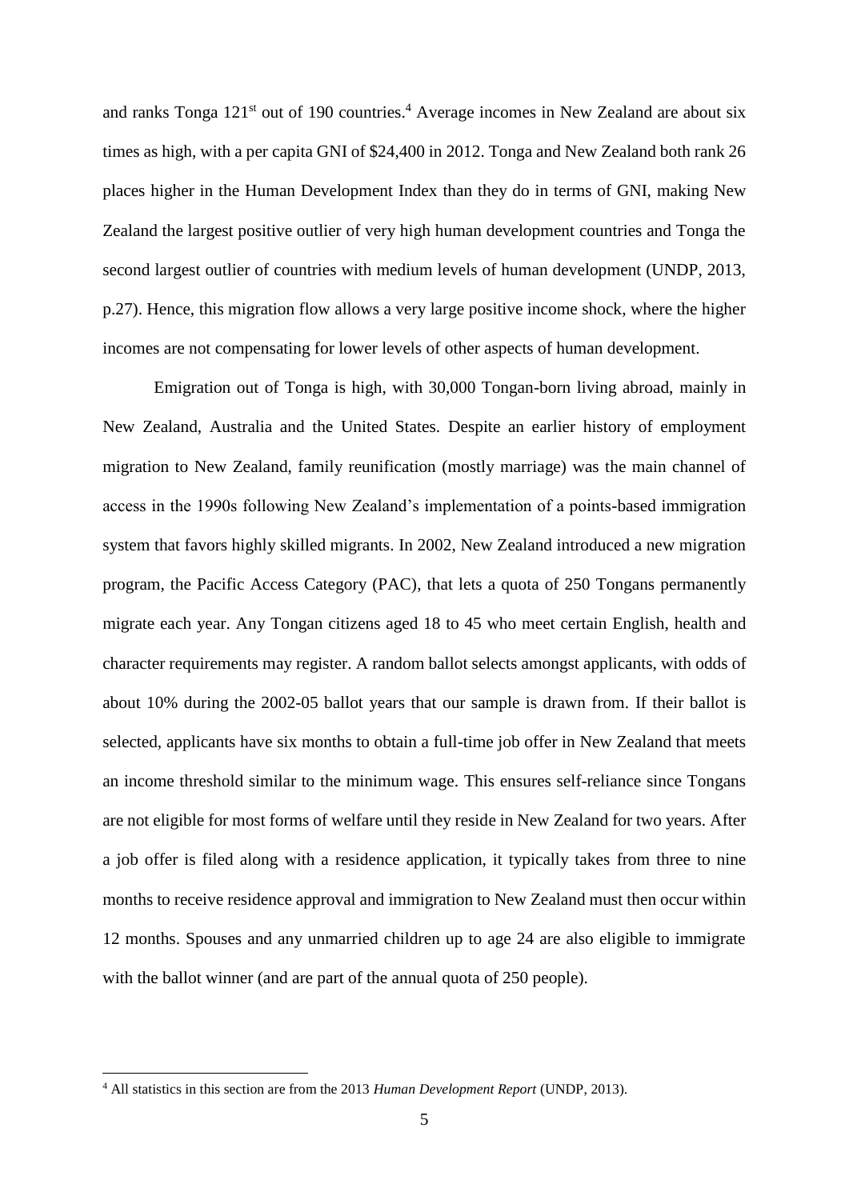and ranks Tonga 121st out of 190 countries.[4] Average incomes in New Zealand are about six times as high, with a per capita GNI of $24,400 in 2012. Tonga and New Zealand both rank 26 places higher in the Human Development Index than they do in terms of GNI, making New Zealand the largest positive outlier of very high human development countries and Tonga the second largest outlier of countries with medium levels of human development (UNDP, 2013, p.27). Hence, this migration flow allows a very large positive income shock, where the higher incomes are not compensating for lower levels of other aspects of human development.

Emigration out of Tonga is high, with 30,000 Tongan-born living abroad, mainly in New Zealand, Australia and the United States. Despite an earlier history of employment migration to New Zealand, family reunification (mostly marriage) was the main channel of access in the 1990s following New Zealand's implementation of a points-based immigration system that favors highly skilled migrants. In 2002, New Zealand introduced a new migration program, the Pacific Access Category (PAC), that lets a quota of 250 Tongans permanently migrate each year. Any Tongan citizens aged 18 to 45 who meet certain English, health and character requirements may register. A random ballot selects amongst applicants, with odds of about 10% during the 2002-05 ballot years that our sample is drawn from. If their ballot is selected, applicants have six months to obtain a full-time job offer in New Zealand that meets an income threshold similar to the minimum wage. This ensures self-reliance since Tongans are not eligible for most forms of welfare until they reside in New Zealand for two years. After a job offer is filed along with a residence application, it typically takes from three to nine months to receive residence approval and immigration to New Zealand must then occur within 12 months. Spouses and any unmarried children up to age 24 are also eligible to immigrate with the ballot winner (and are part of the annual quota of 250 people).

[4] All statistics in this section are from the 2013 *Human Development Report* (UNDP, 2013).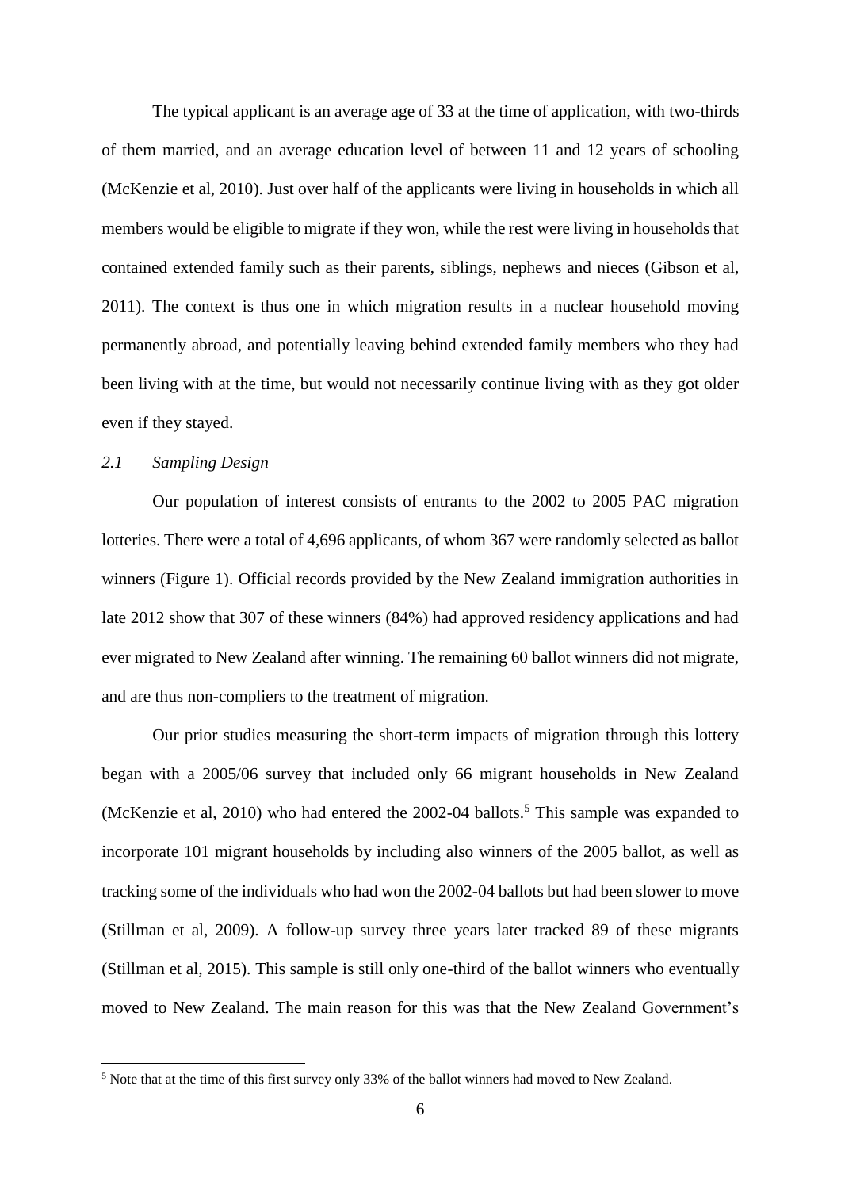The typical applicant is an average age of 33 at the time of application, with two-thirds of them married, and an average education level of between 11 and 12 years of schooling (McKenzie et al, 2010). Just over half of the applicants were living in households in which all members would be eligible to migrate if they won, while the rest were living in households that contained extended family such as their parents, siblings, nephews and nieces (Gibson et al, 2011). The context is thus one in which migration results in a nuclear household moving permanently abroad, and potentially leaving behind extended family members who they had been living with at the time, but would not necessarily continue living with as they got older even if they stayed.

### *2.1 Sampling Design*

Our population of interest consists of entrants to the 2002 to 2005 PAC migration lotteries. There were a total of 4,696 applicants, of whom 367 were randomly selected as ballot winners (Figure 1). Official records provided by the New Zealand immigration authorities in late 2012 show that 307 of these winners (84%) had approved residency applications and had ever migrated to New Zealand after winning. The remaining 60 ballot winners did not migrate, and are thus non-compliers to the treatment of migration.

Our prior studies measuring the short-term impacts of migration through this lottery began with a 2005/06 survey that included only 66 migrant households in New Zealand (McKenzie et al, 2010) who had entered the 2002-04 ballots.[5] This sample was expanded to incorporate 101 migrant households by including also winners of the 2005 ballot, as well as tracking some of the individuals who had won the 2002-04 ballots but had been slower to move (Stillman et al, 2009). A follow-up survey three years later tracked 89 of these migrants (Stillman et al, 2015). This sample is still only one-third of the ballot winners who eventually moved to New Zealand. The main reason for this was that the New Zealand Government's

[5] Note that at the time of this first survey only 33% of the ballot winners had moved to New Zealand.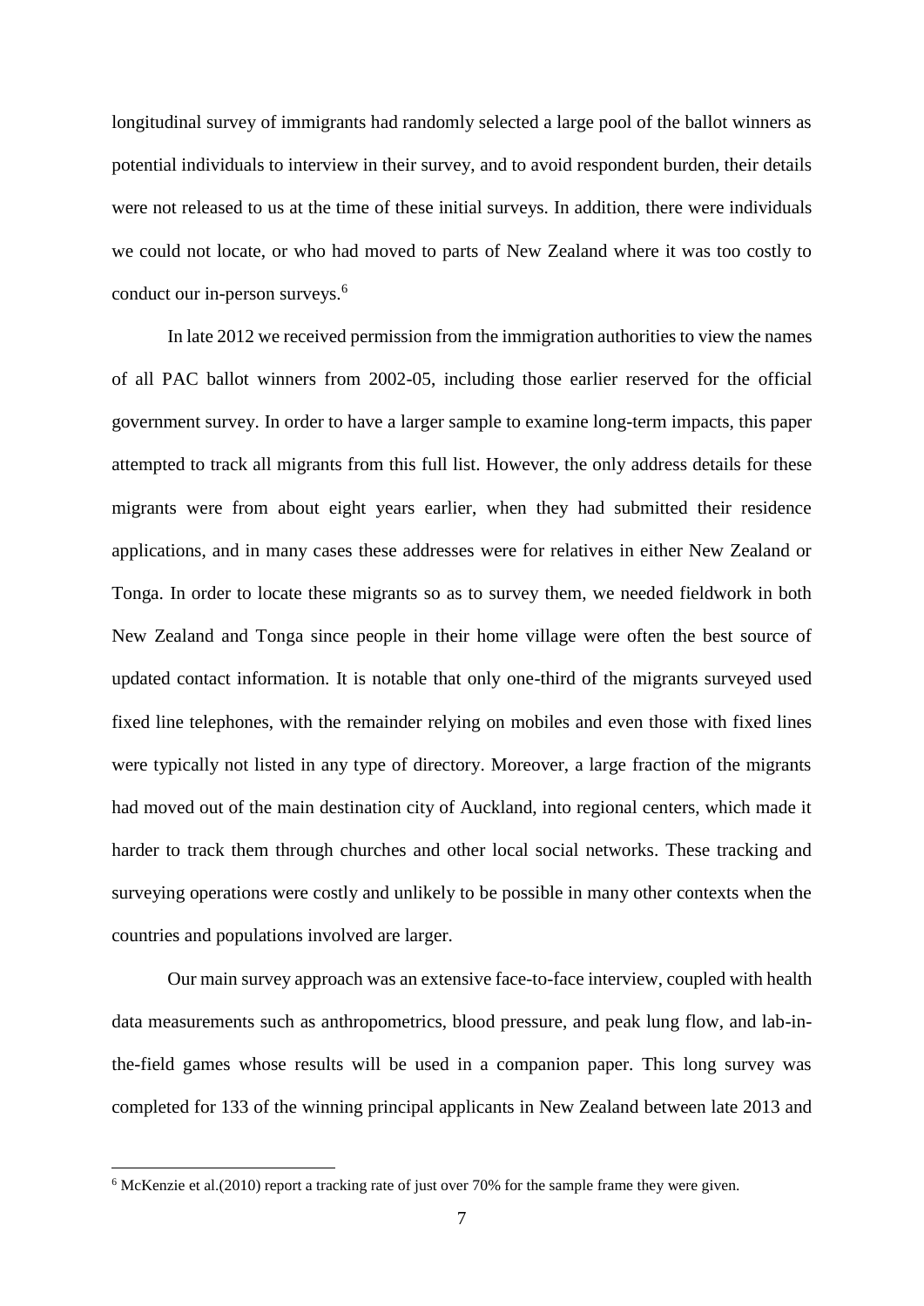longitudinal survey of immigrants had randomly selected a large pool of the ballot winners as potential individuals to interview in their survey, and to avoid respondent burden, their details were not released to us at the time of these initial surveys. In addition, there were individuals we could not locate, or who had moved to parts of New Zealand where it was too costly to conduct our in-person surveys.[6]

In late 2012 we received permission from the immigration authorities to view the names of all PAC ballot winners from 2002-05, including those earlier reserved for the official government survey. In order to have a larger sample to examine long-term impacts, this paper attempted to track all migrants from this full list. However, the only address details for these migrants were from about eight years earlier, when they had submitted their residence applications, and in many cases these addresses were for relatives in either New Zealand or Tonga. In order to locate these migrants so as to survey them, we needed fieldwork in both New Zealand and Tonga since people in their home village were often the best source of updated contact information. It is notable that only one-third of the migrants surveyed used fixed line telephones, with the remainder relying on mobiles and even those with fixed lines were typically not listed in any type of directory. Moreover, a large fraction of the migrants had moved out of the main destination city of Auckland, into regional centers, which made it harder to track them through churches and other local social networks. These tracking and surveying operations were costly and unlikely to be possible in many other contexts when the countries and populations involved are larger.

Our main survey approach was an extensive face-to-face interview, coupled with health data measurements such as anthropometrics, blood pressure, and peak lung flow, and lab-in-the-field games whose results will be used in a companion paper. This long survey was completed for 133 of the winning principal applicants in New Zealand between late 2013 and

[6] McKenzie et al.(2010) report a tracking rate of just over 70% for the sample frame they were given.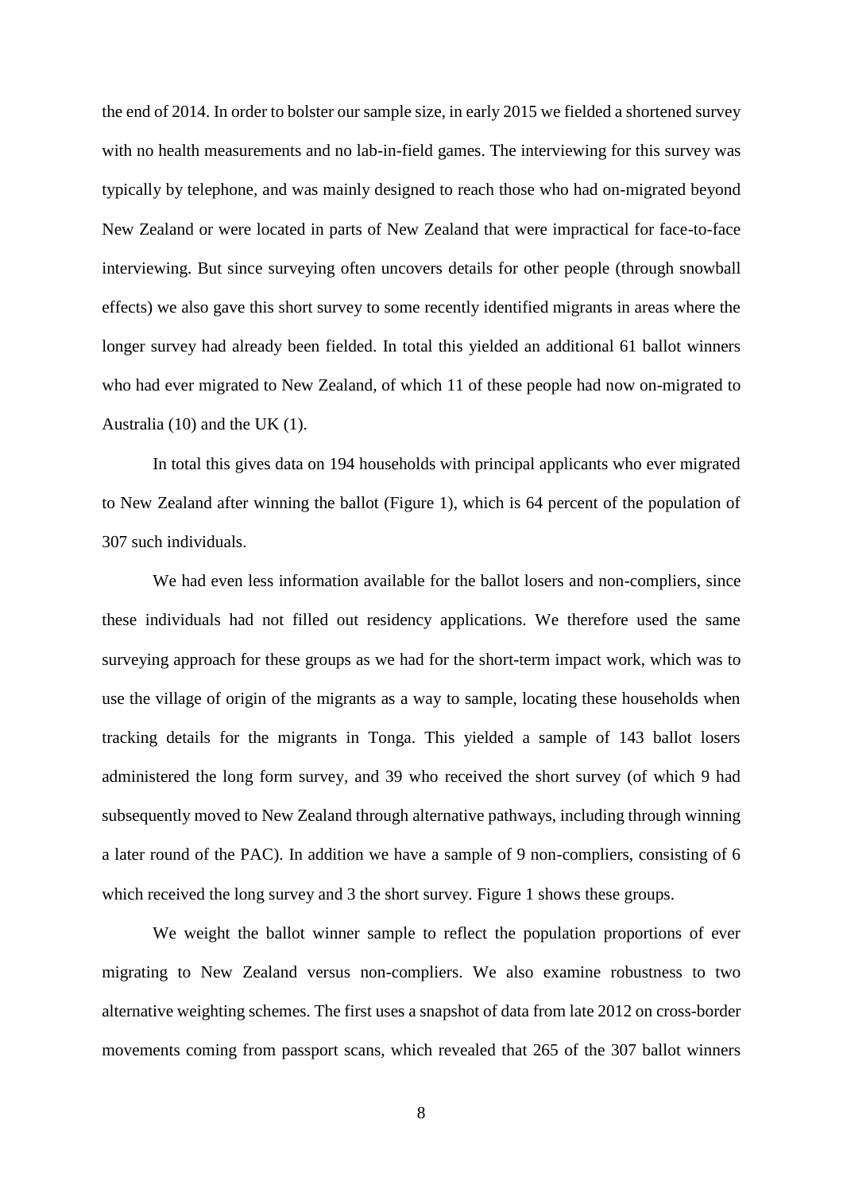the end of 2014. In order to bolster our sample size, in early 2015 we fielded a shortened survey with no health measurements and no lab-in-field games. The interviewing for this survey was typically by telephone, and was mainly designed to reach those who had on-migrated beyond New Zealand or were located in parts of New Zealand that were impractical for face-to-face interviewing. But since surveying often uncovers details for other people (through snowball effects) we also gave this short survey to some recently identified migrants in areas where the longer survey had already been fielded. In total this yielded an additional 61 ballot winners who had ever migrated to New Zealand, of which 11 of these people had now on-migrated to Australia (10) and the UK (1).

In total this gives data on 194 households with principal applicants who ever migrated to New Zealand after winning the ballot (Figure 1), which is 64 percent of the population of 307 such individuals.

We had even less information available for the ballot losers and non-compliers, since these individuals had not filled out residency applications. We therefore used the same surveying approach for these groups as we had for the short-term impact work, which was to use the village of origin of the migrants as a way to sample, locating these households when tracking details for the migrants in Tonga. This yielded a sample of 143 ballot losers administered the long form survey, and 39 who received the short survey (of which 9 had subsequently moved to New Zealand through alternative pathways, including through winning a later round of the PAC). In addition we have a sample of 9 non-compliers, consisting of 6 which received the long survey and 3 the short survey. Figure 1 shows these groups.

We weight the ballot winner sample to reflect the population proportions of ever migrating to New Zealand versus non-compliers. We also examine robustness to two alternative weighting schemes. The first uses a snapshot of data from late 2012 on cross-border movements coming from passport scans, which revealed that 265 of the 307 ballot winners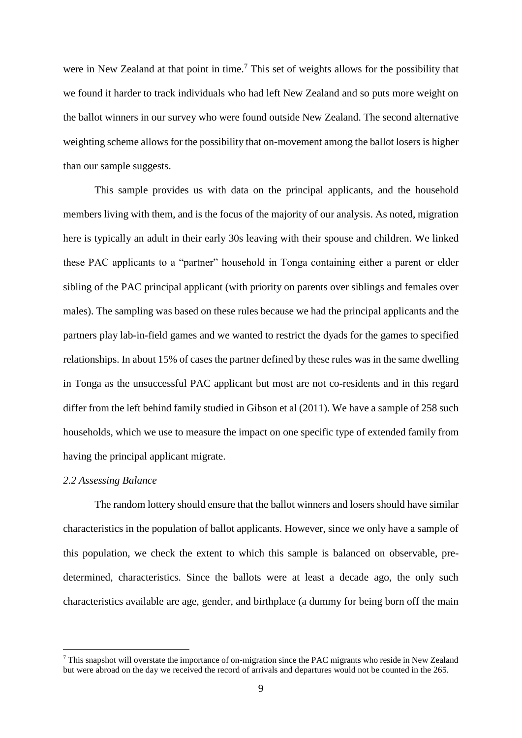were in New Zealand at that point in time.[7] This set of weights allows for the possibility that we found it harder to track individuals who had left New Zealand and so puts more weight on the ballot winners in our survey who were found outside New Zealand. The second alternative weighting scheme allows for the possibility that on-movement among the ballot losers is higher than our sample suggests.

This sample provides us with data on the principal applicants, and the household members living with them, and is the focus of the majority of our analysis. As noted, migration here is typically an adult in their early 30s leaving with their spouse and children. We linked these PAC applicants to a "partner" household in Tonga containing either a parent or elder sibling of the PAC principal applicant (with priority on parents over siblings and females over males). The sampling was based on these rules because we had the principal applicants and the partners play lab-in-field games and we wanted to restrict the dyads for the games to specified relationships. In about 15% of cases the partner defined by these rules was in the same dwelling in Tonga as the unsuccessful PAC applicant but most are not co-residents and in this regard differ from the left behind family studied in Gibson et al (2011). We have a sample of 258 such households, which we use to measure the impact on one specific type of extended family from having the principal applicant migrate.

*2.2 Assessing Balance*

The random lottery should ensure that the ballot winners and losers should have similar characteristics in the population of ballot applicants. However, since we only have a sample of this population, we check the extent to which this sample is balanced on observable, predetermined, characteristics. Since the ballots were at least a decade ago, the only such characteristics available are age, gender, and birthplace (a dummy for being born off the main

[7] This snapshot will overstate the importance of on-migration since the PAC migrants who reside in New Zealand but were abroad on the day we received the record of arrivals and departures would not be counted in the 265.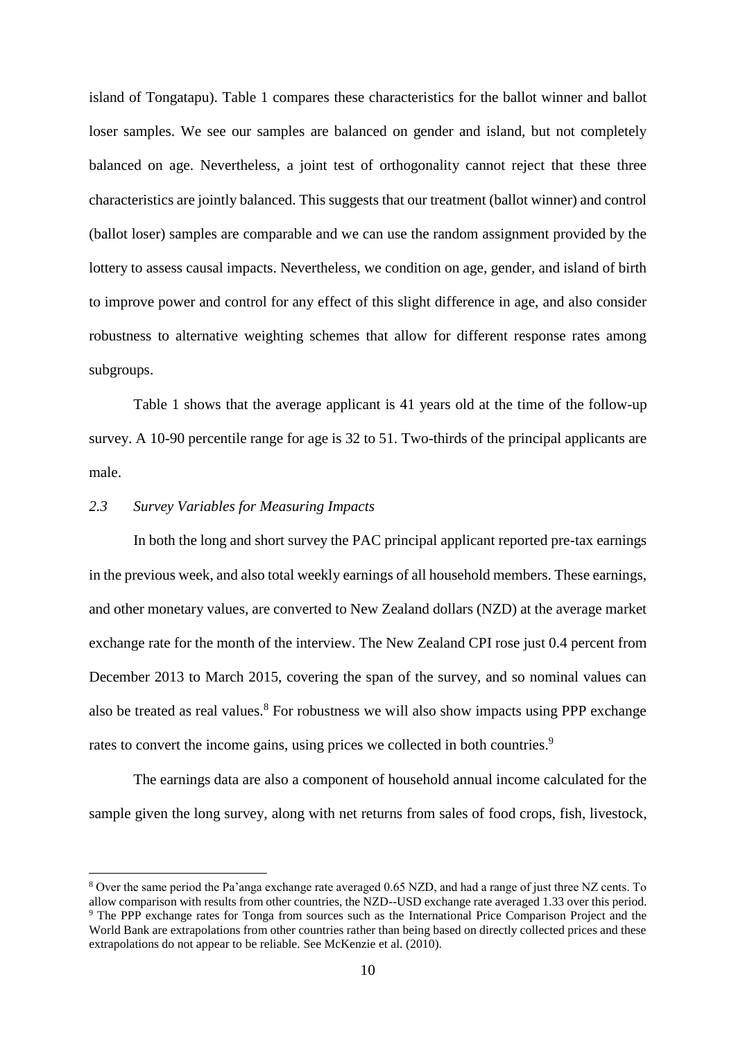island of Tongatapu). Table 1 compares these characteristics for the ballot winner and ballot loser samples. We see our samples are balanced on gender and island, but not completely balanced on age. Nevertheless, a joint test of orthogonality cannot reject that these three characteristics are jointly balanced. This suggests that our treatment (ballot winner) and control (ballot loser) samples are comparable and we can use the random assignment provided by the lottery to assess causal impacts. Nevertheless, we condition on age, gender, and island of birth to improve power and control for any effect of this slight difference in age, and also consider robustness to alternative weighting schemes that allow for different response rates among subgroups.

Table 1 shows that the average applicant is 41 years old at the time of the follow-up survey. A 10-90 percentile range for age is 32 to 51. Two-thirds of the principal applicants are male.

### *2.3 Survey Variables for Measuring Impacts*

In both the long and short survey the PAC principal applicant reported pre-tax earnings in the previous week, and also total weekly earnings of all household members. These earnings, and other monetary values, are converted to New Zealand dollars (NZD) at the average market exchange rate for the month of the interview. The New Zealand CPI rose just 0.4 percent from December 2013 to March 2015, covering the span of the survey, and so nominal values can also be treated as real values.[8] For robustness we will also show impacts using PPP exchange rates to convert the income gains, using prices we collected in both countries.[9]

The earnings data are also a component of household annual income calculated for the sample given the long survey, along with net returns from sales of food crops, fish, livestock,

---

[8] Over the same period the Pa'anga exchange rate averaged 0.65 NZD, and had a range of just three NZ cents. To allow comparison with results from other countries, the NZD--USD exchange rate averaged 1.33 over this period.

[9] The PPP exchange rates for Tonga from sources such as the International Price Comparison Project and the World Bank are extrapolations from other countries rather than being based on directly collected prices and these extrapolations do not appear to be reliable. See McKenzie et al. (2010).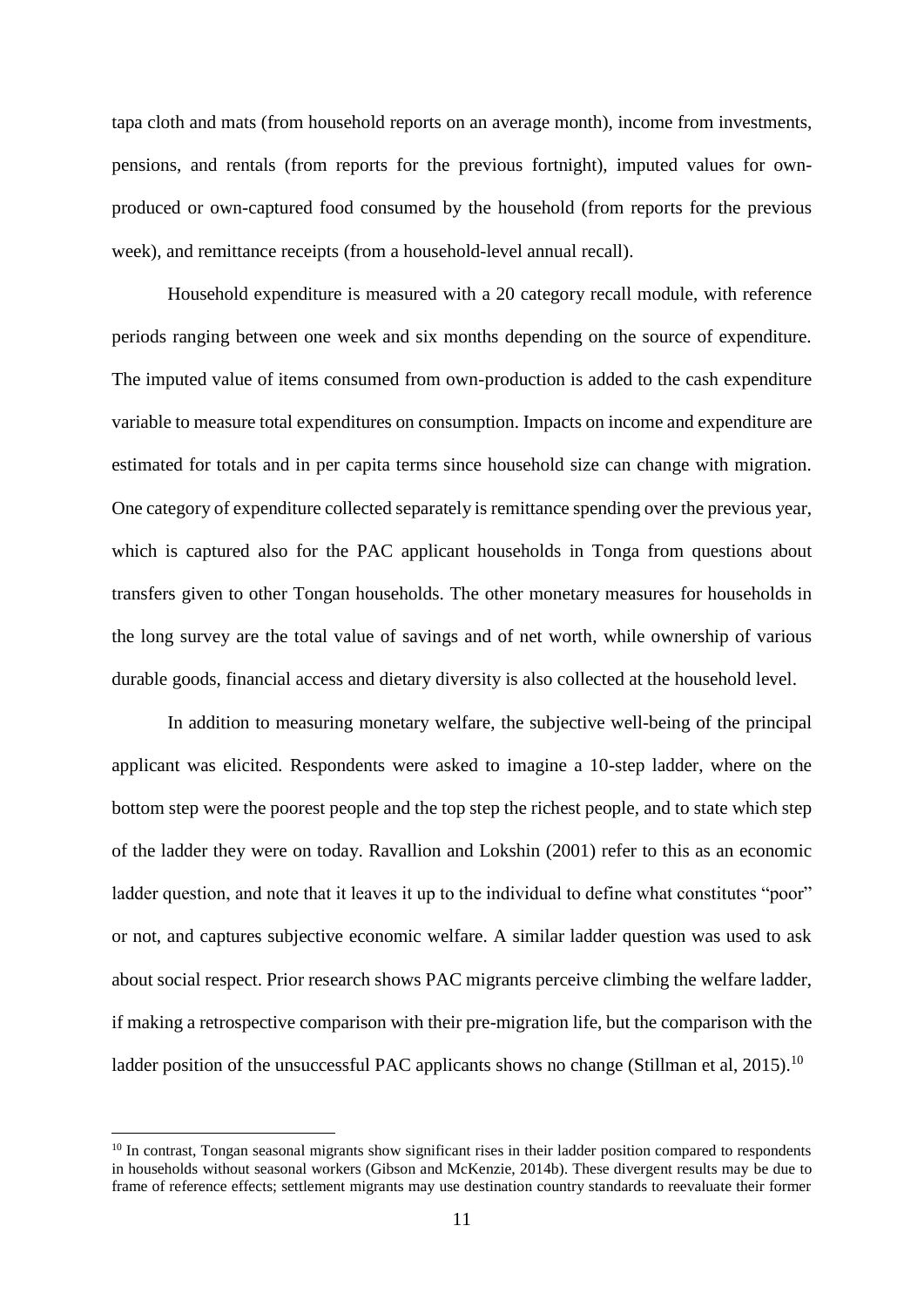tapa cloth and mats (from household reports on an average month), income from investments, pensions, and rentals (from reports for the previous fortnight), imputed values for own-produced or own-captured food consumed by the household (from reports for the previous week), and remittance receipts (from a household-level annual recall).

Household expenditure is measured with a 20 category recall module, with reference periods ranging between one week and six months depending on the source of expenditure. The imputed value of items consumed from own-production is added to the cash expenditure variable to measure total expenditures on consumption. Impacts on income and expenditure are estimated for totals and in per capita terms since household size can change with migration. One category of expenditure collected separately is remittance spending over the previous year, which is captured also for the PAC applicant households in Tonga from questions about transfers given to other Tongan households. The other monetary measures for households in the long survey are the total value of savings and of net worth, while ownership of various durable goods, financial access and dietary diversity is also collected at the household level.

In addition to measuring monetary welfare, the subjective well-being of the principal applicant was elicited. Respondents were asked to imagine a 10-step ladder, where on the bottom step were the poorest people and the top step the richest people, and to state which step of the ladder they were on today. Ravallion and Lokshin (2001) refer to this as an economic ladder question, and note that it leaves it up to the individual to define what constitutes "poor" or not, and captures subjective economic welfare. A similar ladder question was used to ask about social respect. Prior research shows PAC migrants perceive climbing the welfare ladder, if making a retrospective comparison with their pre-migration life, but the comparison with the ladder position of the unsuccessful PAC applicants shows no change (Stillman et al, 2015).[10]

[10] In contrast, Tongan seasonal migrants show significant rises in their ladder position compared to respondents in households without seasonal workers (Gibson and McKenzie, 2014b). These divergent results may be due to frame of reference effects; settlement migrants may use destination country standards to reevaluate their former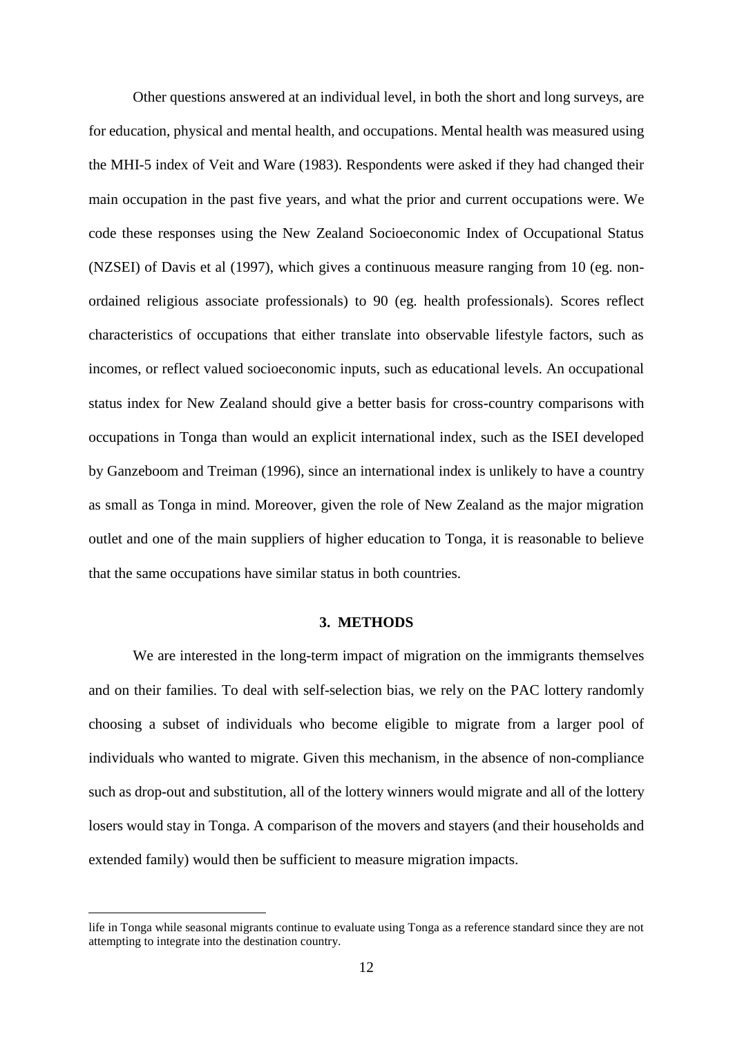Other questions answered at an individual level, in both the short and long surveys, are for education, physical and mental health, and occupations. Mental health was measured using the MHI-5 index of Veit and Ware (1983). Respondents were asked if they had changed their main occupation in the past five years, and what the prior and current occupations were. We code these responses using the New Zealand Socioeconomic Index of Occupational Status (NZSEI) of Davis et al (1997), which gives a continuous measure ranging from 10 (eg. non-ordained religious associate professionals) to 90 (eg. health professionals). Scores reflect characteristics of occupations that either translate into observable lifestyle factors, such as incomes, or reflect valued socioeconomic inputs, such as educational levels. An occupational status index for New Zealand should give a better basis for cross-country comparisons with occupations in Tonga than would an explicit international index, such as the ISEI developed by Ganzeboom and Treiman (1996), since an international index is unlikely to have a country as small as Tonga in mind. Moreover, given the role of New Zealand as the major migration outlet and one of the main suppliers of higher education to Tonga, it is reasonable to believe that the same occupations have similar status in both countries.

## 3. METHODS

We are interested in the long-term impact of migration on the immigrants themselves and on their families. To deal with self-selection bias, we rely on the PAC lottery randomly choosing a subset of individuals who become eligible to migrate from a larger pool of individuals who wanted to migrate. Given this mechanism, in the absence of non-compliance such as drop-out and substitution, all of the lottery winners would migrate and all of the lottery losers would stay in Tonga. A comparison of the movers and stayers (and their households and extended family) would then be sufficient to measure migration impacts.

---

life in Tonga while seasonal migrants continue to evaluate using Tonga as a reference standard since they are not attempting to integrate into the destination country.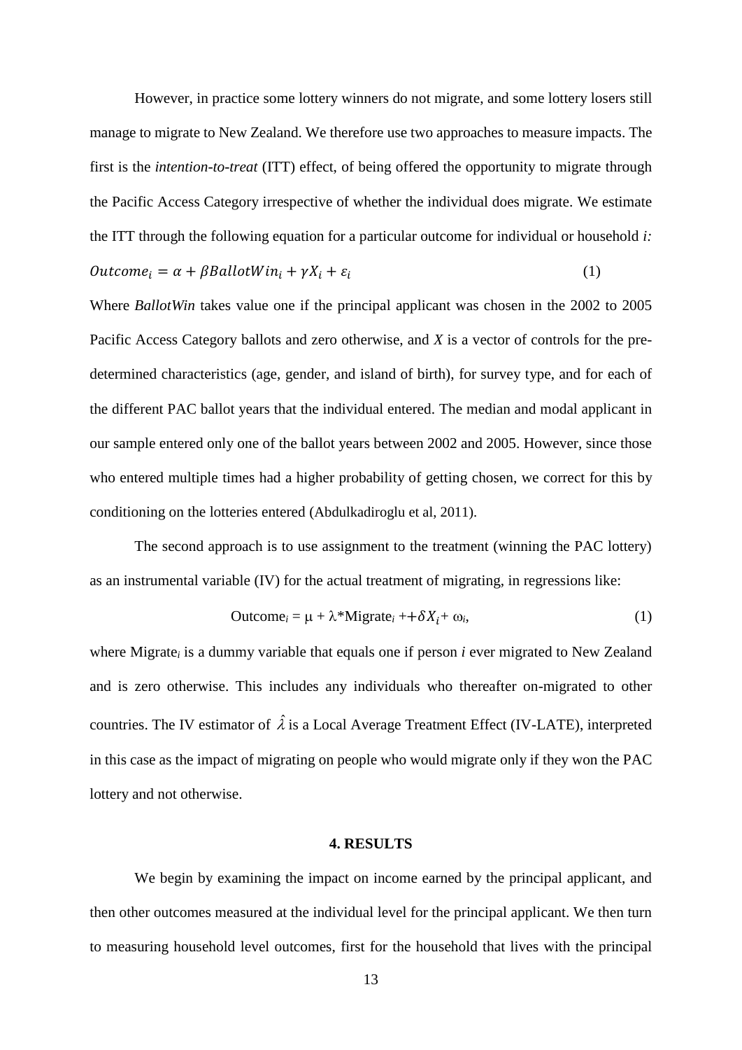However, in practice some lottery winners do not migrate, and some lottery losers still manage to migrate to New Zealand. We therefore use two approaches to measure impacts. The first is the *intention-to-treat* (ITT) effect, of being offered the opportunity to migrate through the Pacific Access Category irrespective of whether the individual does migrate. We estimate the ITT through the following equation for a particular outcome for individual or household *i:*

$$Outcome_i = \alpha + \beta BallotWin_i + \gamma X_i + \varepsilon_i \tag{1}$$

Where *BallotWin* takes value one if the principal applicant was chosen in the 2002 to 2005 Pacific Access Category ballots and zero otherwise, and *X* is a vector of controls for the pre-determined characteristics (age, gender, and island of birth), for survey type, and for each of the different PAC ballot years that the individual entered. The median and modal applicant in our sample entered only one of the ballot years between 2002 and 2005. However, since those who entered multiple times had a higher probability of getting chosen, we correct for this by conditioning on the lotteries entered (Abdulkadiroglu et al, 2011).

The second approach is to use assignment to the treatment (winning the PAC lottery) as an instrumental variable (IV) for the actual treatment of migrating, in regressions like:

$$\text{Outcome}_i = \mu + \lambda^* \text{Migrate}_i + + \delta X_i + \omega_i, \tag{1}$$

where $\text{Migrate}_i$ is a dummy variable that equals one if person *i* ever migrated to New Zealand and is zero otherwise. This includes any individuals who thereafter on-migrated to other countries. The IV estimator of $\hat{\lambda}$ is a Local Average Treatment Effect (IV-LATE), interpreted in this case as the impact of migrating on people who would migrate only if they won the PAC lottery and not otherwise.

## 4. RESULTS

We begin by examining the impact on income earned by the principal applicant, and then other outcomes measured at the individual level for the principal applicant. We then turn to measuring household level outcomes, first for the household that lives with the principal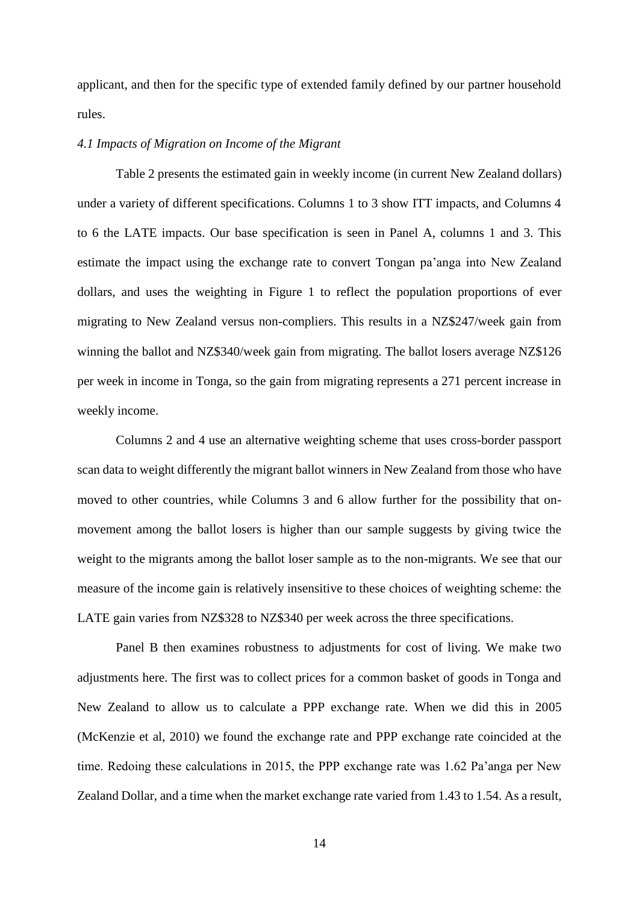applicant, and then for the specific type of extended family defined by our partner household rules.

### *4.1 Impacts of Migration on Income of the Migrant*

Table 2 presents the estimated gain in weekly income (in current New Zealand dollars) under a variety of different specifications. Columns 1 to 3 show ITT impacts, and Columns 4 to 6 the LATE impacts. Our base specification is seen in Panel A, columns 1 and 3. This estimate the impact using the exchange rate to convert Tongan pa'anga into New Zealand dollars, and uses the weighting in Figure 1 to reflect the population proportions of ever migrating to New Zealand versus non-compliers. This results in a NZ$247/week gain from winning the ballot and NZ$340/week gain from migrating. The ballot losers average NZ$126 per week in income in Tonga, so the gain from migrating represents a 271 percent increase in weekly income.

Columns 2 and 4 use an alternative weighting scheme that uses cross-border passport scan data to weight differently the migrant ballot winners in New Zealand from those who have moved to other countries, while Columns 3 and 6 allow further for the possibility that on-movement among the ballot losers is higher than our sample suggests by giving twice the weight to the migrants among the ballot loser sample as to the non-migrants. We see that our measure of the income gain is relatively insensitive to these choices of weighting scheme: the LATE gain varies from NZ$328 to NZ$340 per week across the three specifications.

Panel B then examines robustness to adjustments for cost of living. We make two adjustments here. The first was to collect prices for a common basket of goods in Tonga and New Zealand to allow us to calculate a PPP exchange rate. When we did this in 2005 (McKenzie et al, 2010) we found the exchange rate and PPP exchange rate coincided at the time. Redoing these calculations in 2015, the PPP exchange rate was 1.62 Pa'anga per New Zealand Dollar, and a time when the market exchange rate varied from 1.43 to 1.54. As a result,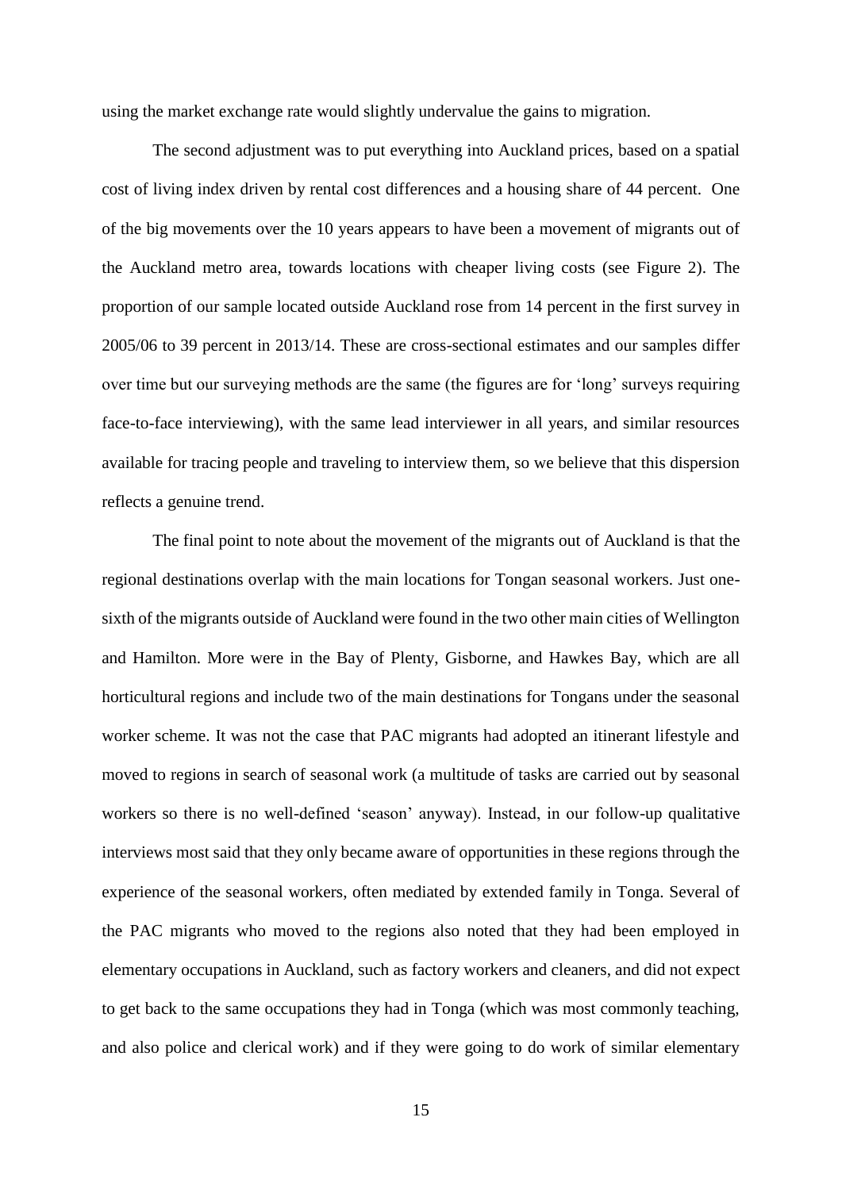using the market exchange rate would slightly undervalue the gains to migration.

The second adjustment was to put everything into Auckland prices, based on a spatial cost of living index driven by rental cost differences and a housing share of 44 percent. One of the big movements over the 10 years appears to have been a movement of migrants out of the Auckland metro area, towards locations with cheaper living costs (see Figure 2). The proportion of our sample located outside Auckland rose from 14 percent in the first survey in 2005/06 to 39 percent in 2013/14. These are cross-sectional estimates and our samples differ over time but our surveying methods are the same (the figures are for 'long' surveys requiring face-to-face interviewing), with the same lead interviewer in all years, and similar resources available for tracing people and traveling to interview them, so we believe that this dispersion reflects a genuine trend.

The final point to note about the movement of the migrants out of Auckland is that the regional destinations overlap with the main locations for Tongan seasonal workers. Just one-sixth of the migrants outside of Auckland were found in the two other main cities of Wellington and Hamilton. More were in the Bay of Plenty, Gisborne, and Hawkes Bay, which are all horticultural regions and include two of the main destinations for Tongans under the seasonal worker scheme. It was not the case that PAC migrants had adopted an itinerant lifestyle and moved to regions in search of seasonal work (a multitude of tasks are carried out by seasonal workers so there is no well-defined 'season' anyway). Instead, in our follow-up qualitative interviews most said that they only became aware of opportunities in these regions through the experience of the seasonal workers, often mediated by extended family in Tonga. Several of the PAC migrants who moved to the regions also noted that they had been employed in elementary occupations in Auckland, such as factory workers and cleaners, and did not expect to get back to the same occupations they had in Tonga (which was most commonly teaching, and also police and clerical work) and if they were going to do work of similar elementary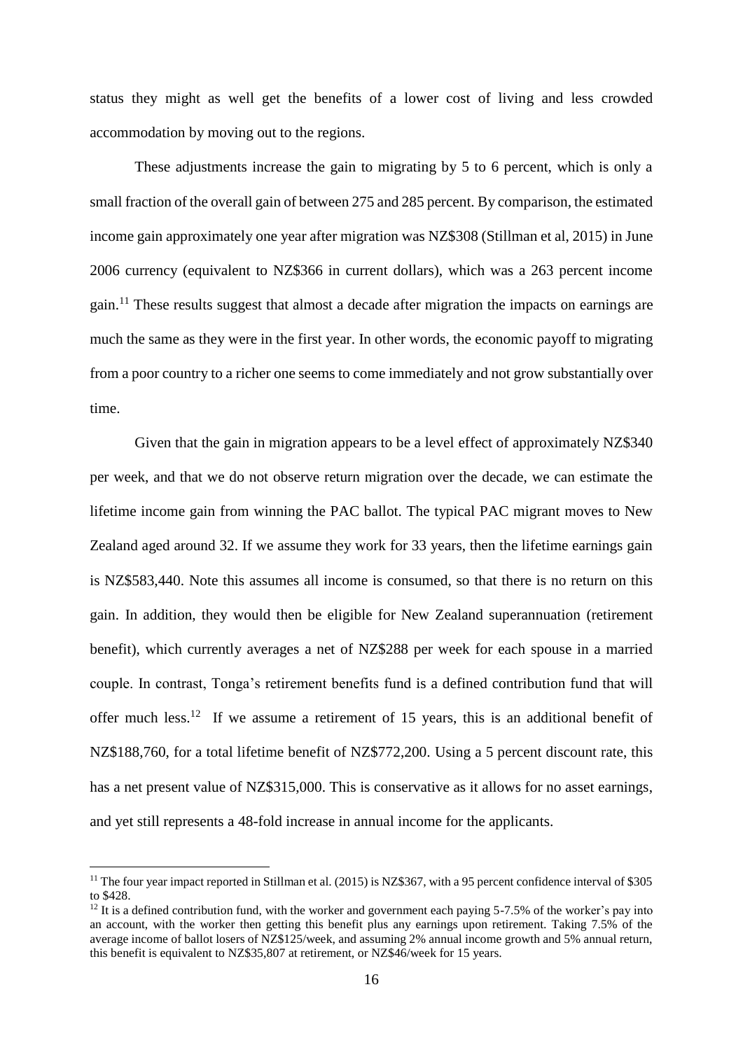status they might as well get the benefits of a lower cost of living and less crowded accommodation by moving out to the regions.

These adjustments increase the gain to migrating by 5 to 6 percent, which is only a small fraction of the overall gain of between 275 and 285 percent. By comparison, the estimated income gain approximately one year after migration was NZ$308 (Stillman et al, 2015) in June 2006 currency (equivalent to NZ$366 in current dollars), which was a 263 percent income gain.[11] These results suggest that almost a decade after migration the impacts on earnings are much the same as they were in the first year. In other words, the economic payoff to migrating from a poor country to a richer one seems to come immediately and not grow substantially over time.

Given that the gain in migration appears to be a level effect of approximately NZ$340 per week, and that we do not observe return migration over the decade, we can estimate the lifetime income gain from winning the PAC ballot. The typical PAC migrant moves to New Zealand aged around 32. If we assume they work for 33 years, then the lifetime earnings gain is NZ$583,440. Note this assumes all income is consumed, so that there is no return on this gain. In addition, they would then be eligible for New Zealand superannuation (retirement benefit), which currently averages a net of NZ$288 per week for each spouse in a married couple. In contrast, Tonga's retirement benefits fund is a defined contribution fund that will offer much less.[12] If we assume a retirement of 15 years, this is an additional benefit of NZ$188,760, for a total lifetime benefit of NZ$772,200. Using a 5 percent discount rate, this has a net present value of NZ$315,000. This is conservative as it allows for no asset earnings, and yet still represents a 48-fold increase in annual income for the applicants.

---

[11] The four year impact reported in Stillman et al. (2015) is NZ$367, with a 95 percent confidence interval of $305 to $428.

[12] It is a defined contribution fund, with the worker and government each paying 5-7.5% of the worker's pay into an account, with the worker then getting this benefit plus any earnings upon retirement. Taking 7.5% of the average income of ballot losers of NZ$125/week, and assuming 2% annual income growth and 5% annual return, this benefit is equivalent to NZ$35,807 at retirement, or NZ$46/week for 15 years.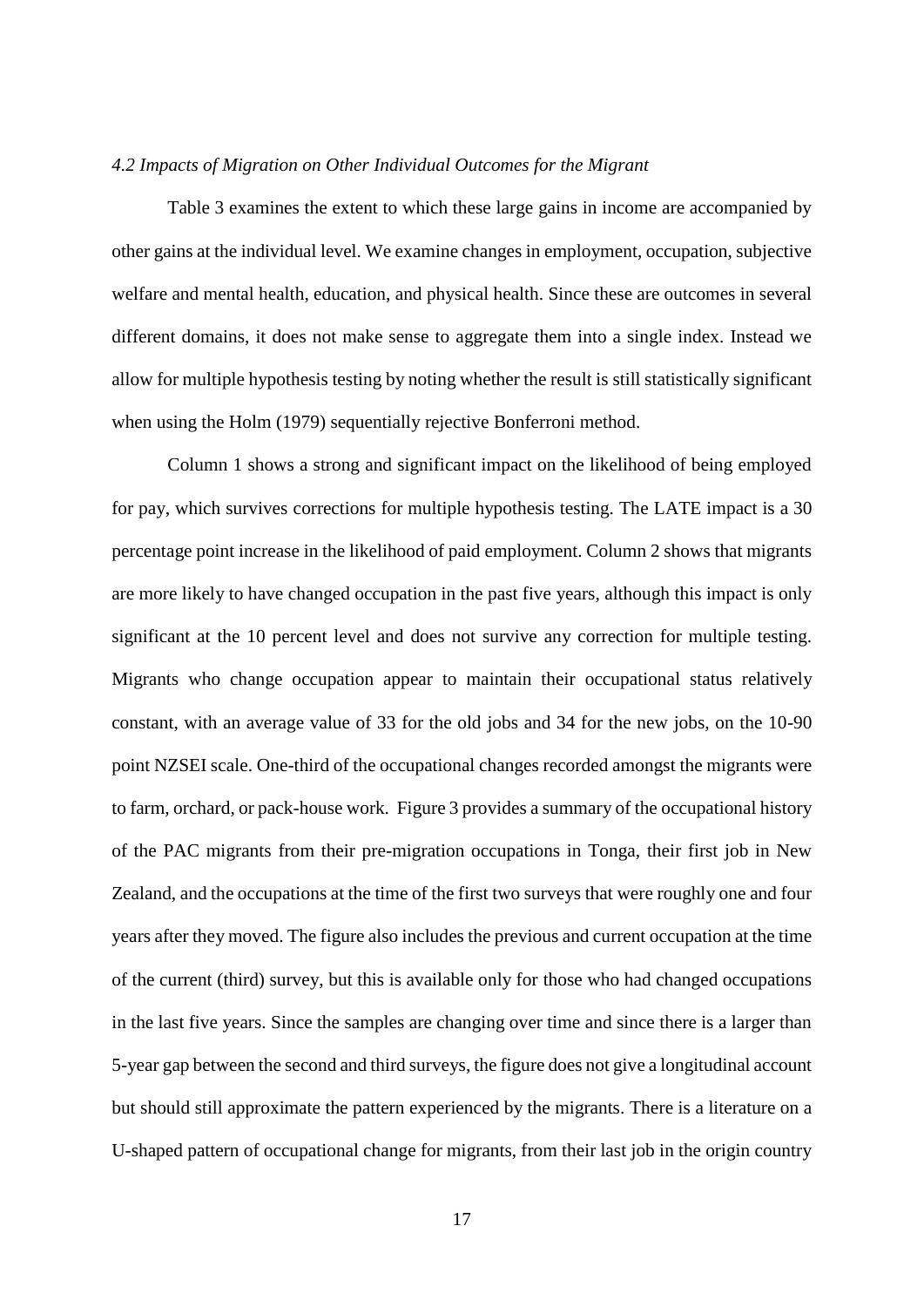### *4.2 Impacts of Migration on Other Individual Outcomes for the Migrant*

Table 3 examines the extent to which these large gains in income are accompanied by other gains at the individual level. We examine changes in employment, occupation, subjective welfare and mental health, education, and physical health. Since these are outcomes in several different domains, it does not make sense to aggregate them into a single index. Instead we allow for multiple hypothesis testing by noting whether the result is still statistically significant when using the Holm (1979) sequentially rejective Bonferroni method.

Column 1 shows a strong and significant impact on the likelihood of being employed for pay, which survives corrections for multiple hypothesis testing. The LATE impact is a 30 percentage point increase in the likelihood of paid employment. Column 2 shows that migrants are more likely to have changed occupation in the past five years, although this impact is only significant at the 10 percent level and does not survive any correction for multiple testing. Migrants who change occupation appear to maintain their occupational status relatively constant, with an average value of 33 for the old jobs and 34 for the new jobs, on the 10-90 point NZSEI scale. One-third of the occupational changes recorded amongst the migrants were to farm, orchard, or pack-house work. Figure 3 provides a summary of the occupational history of the PAC migrants from their pre-migration occupations in Tonga, their first job in New Zealand, and the occupations at the time of the first two surveys that were roughly one and four years after they moved. The figure also includes the previous and current occupation at the time of the current (third) survey, but this is available only for those who had changed occupations in the last five years. Since the samples are changing over time and since there is a larger than 5-year gap between the second and third surveys, the figure does not give a longitudinal account but should still approximate the pattern experienced by the migrants. There is a literature on a U-shaped pattern of occupational change for migrants, from their last job in the origin country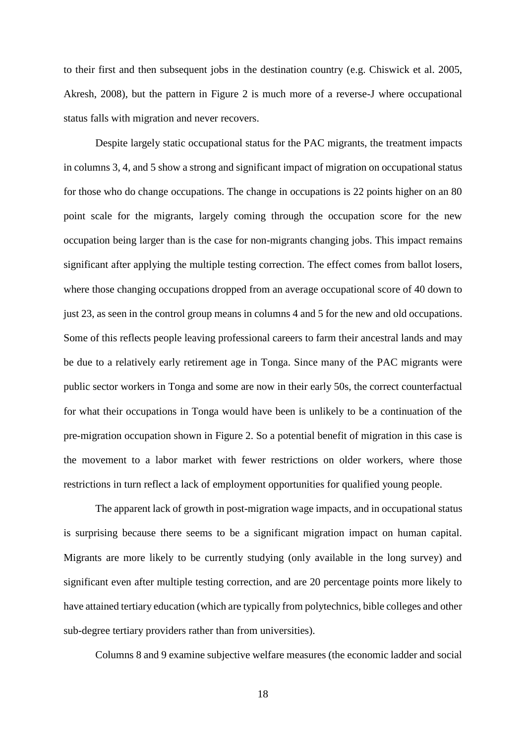to their first and then subsequent jobs in the destination country (e.g. Chiswick et al. 2005, Akresh, 2008), but the pattern in Figure 2 is much more of a reverse-J where occupational status falls with migration and never recovers.

Despite largely static occupational status for the PAC migrants, the treatment impacts in columns 3, 4, and 5 show a strong and significant impact of migration on occupational status for those who do change occupations. The change in occupations is 22 points higher on an 80 point scale for the migrants, largely coming through the occupation score for the new occupation being larger than is the case for non-migrants changing jobs. This impact remains significant after applying the multiple testing correction. The effect comes from ballot losers, where those changing occupations dropped from an average occupational score of 40 down to just 23, as seen in the control group means in columns 4 and 5 for the new and old occupations. Some of this reflects people leaving professional careers to farm their ancestral lands and may be due to a relatively early retirement age in Tonga. Since many of the PAC migrants were public sector workers in Tonga and some are now in their early 50s, the correct counterfactual for what their occupations in Tonga would have been is unlikely to be a continuation of the pre-migration occupation shown in Figure 2. So a potential benefit of migration in this case is the movement to a labor market with fewer restrictions on older workers, where those restrictions in turn reflect a lack of employment opportunities for qualified young people.

The apparent lack of growth in post-migration wage impacts, and in occupational status is surprising because there seems to be a significant migration impact on human capital. Migrants are more likely to be currently studying (only available in the long survey) and significant even after multiple testing correction, and are 20 percentage points more likely to have attained tertiary education (which are typically from polytechnics, bible colleges and other sub-degree tertiary providers rather than from universities).

Columns 8 and 9 examine subjective welfare measures (the economic ladder and social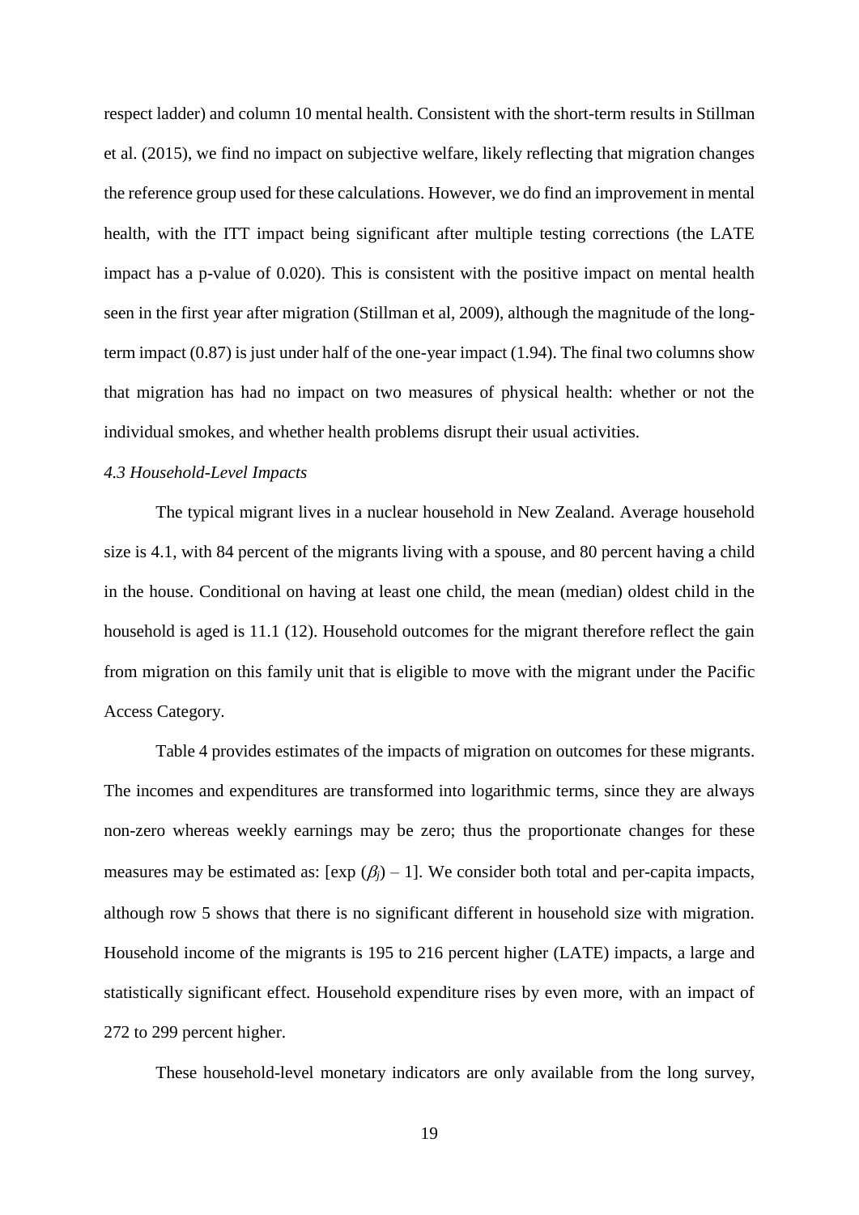respect ladder) and column 10 mental health. Consistent with the short-term results in Stillman et al. (2015), we find no impact on subjective welfare, likely reflecting that migration changes the reference group used for these calculations. However, we do find an improvement in mental health, with the ITT impact being significant after multiple testing corrections (the LATE impact has a p-value of 0.020). This is consistent with the positive impact on mental health seen in the first year after migration (Stillman et al, 2009), although the magnitude of the long-term impact (0.87) is just under half of the one-year impact (1.94). The final two columns show that migration has had no impact on two measures of physical health: whether or not the individual smokes, and whether health problems disrupt their usual activities.

### *4.3 Household-Level Impacts*

The typical migrant lives in a nuclear household in New Zealand. Average household size is 4.1, with 84 percent of the migrants living with a spouse, and 80 percent having a child in the house. Conditional on having at least one child, the mean (median) oldest child in the household is aged is 11.1 (12). Household outcomes for the migrant therefore reflect the gain from migration on this family unit that is eligible to move with the migrant under the Pacific Access Category.

Table 4 provides estimates of the impacts of migration on outcomes for these migrants. The incomes and expenditures are transformed into logarithmic terms, since they are always non-zero whereas weekly earnings may be zero; thus the proportionate changes for these measures may be estimated as: $[\exp(\beta_j) - 1]$. We consider both total and per-capita impacts, although row 5 shows that there is no significant different in household size with migration. Household income of the migrants is 195 to 216 percent higher (LATE) impacts, a large and statistically significant effect. Household expenditure rises by even more, with an impact of 272 to 299 percent higher.

These household-level monetary indicators are only available from the long survey,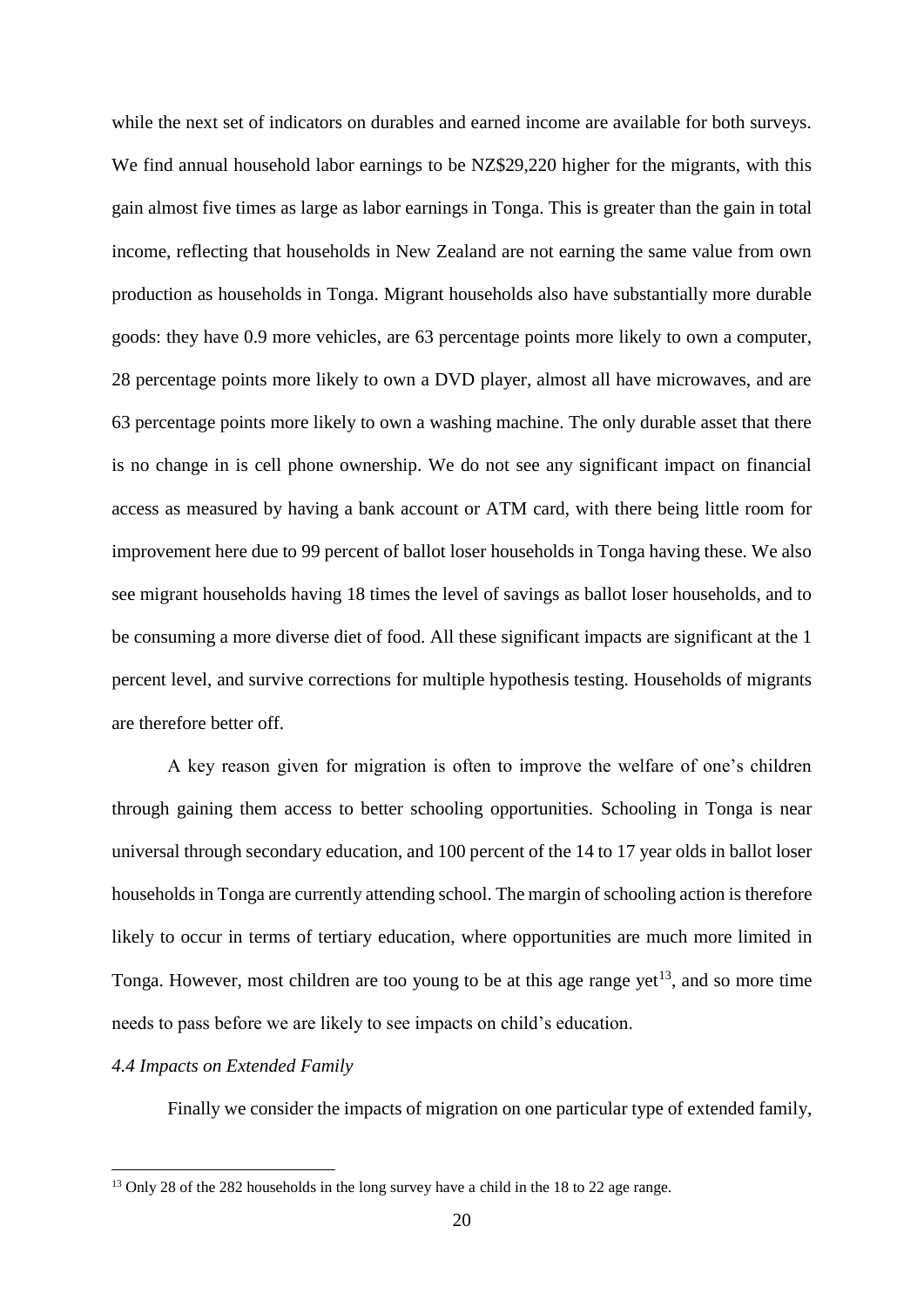while the next set of indicators on durables and earned income are available for both surveys. We find annual household labor earnings to be NZ$29,220 higher for the migrants, with this gain almost five times as large as labor earnings in Tonga. This is greater than the gain in total income, reflecting that households in New Zealand are not earning the same value from own production as households in Tonga. Migrant households also have substantially more durable goods: they have 0.9 more vehicles, are 63 percentage points more likely to own a computer, 28 percentage points more likely to own a DVD player, almost all have microwaves, and are 63 percentage points more likely to own a washing machine. The only durable asset that there is no change in is cell phone ownership. We do not see any significant impact on financial access as measured by having a bank account or ATM card, with there being little room for improvement here due to 99 percent of ballot loser households in Tonga having these. We also see migrant households having 18 times the level of savings as ballot loser households, and to be consuming a more diverse diet of food. All these significant impacts are significant at the 1 percent level, and survive corrections for multiple hypothesis testing. Households of migrants are therefore better off.

A key reason given for migration is often to improve the welfare of one's children through gaining them access to better schooling opportunities. Schooling in Tonga is near universal through secondary education, and 100 percent of the 14 to 17 year olds in ballot loser households in Tonga are currently attending school. The margin of schooling action is therefore likely to occur in terms of tertiary education, where opportunities are much more limited in Tonga. However, most children are too young to be at this age range yet[13], and so more time needs to pass before we are likely to see impacts on child's education.

*4.4 Impacts on Extended Family*

Finally we consider the impacts of migration on one particular type of extended family,

[13] Only 28 of the 282 households in the long survey have a child in the 18 to 22 age range.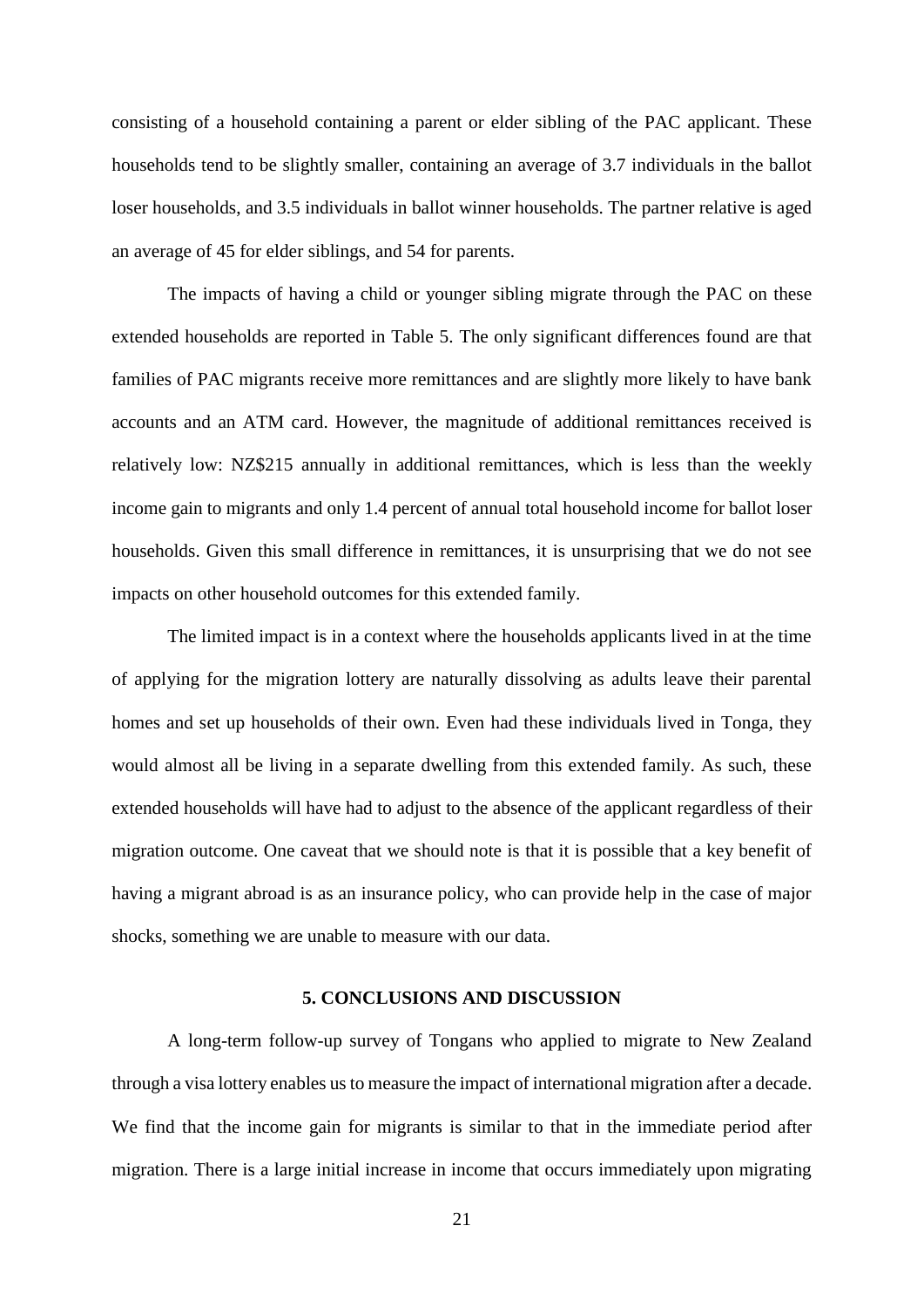consisting of a household containing a parent or elder sibling of the PAC applicant. These households tend to be slightly smaller, containing an average of 3.7 individuals in the ballot loser households, and 3.5 individuals in ballot winner households. The partner relative is aged an average of 45 for elder siblings, and 54 for parents.

The impacts of having a child or younger sibling migrate through the PAC on these extended households are reported in Table 5. The only significant differences found are that families of PAC migrants receive more remittances and are slightly more likely to have bank accounts and an ATM card. However, the magnitude of additional remittances received is relatively low: NZ$215 annually in additional remittances, which is less than the weekly income gain to migrants and only 1.4 percent of annual total household income for ballot loser households. Given this small difference in remittances, it is unsurprising that we do not see impacts on other household outcomes for this extended family.

The limited impact is in a context where the households applicants lived in at the time of applying for the migration lottery are naturally dissolving as adults leave their parental homes and set up households of their own. Even had these individuals lived in Tonga, they would almost all be living in a separate dwelling from this extended family. As such, these extended households will have had to adjust to the absence of the applicant regardless of their migration outcome. One caveat that we should note is that it is possible that a key benefit of having a migrant abroad is as an insurance policy, who can provide help in the case of major shocks, something we are unable to measure with our data.

## 5. CONCLUSIONS AND DISCUSSION

A long-term follow-up survey of Tongans who applied to migrate to New Zealand through a visa lottery enables us to measure the impact of international migration after a decade. We find that the income gain for migrants is similar to that in the immediate period after migration. There is a large initial increase in income that occurs immediately upon migrating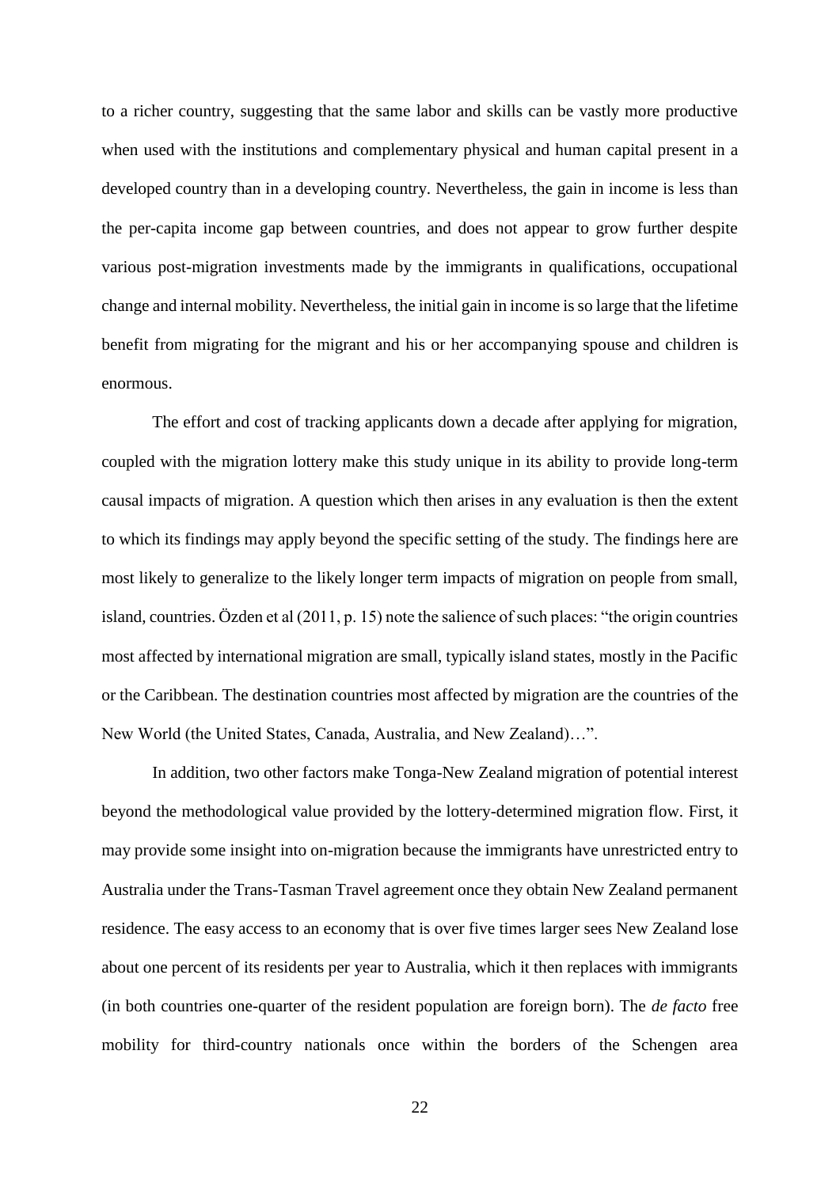to a richer country, suggesting that the same labor and skills can be vastly more productive when used with the institutions and complementary physical and human capital present in a developed country than in a developing country. Nevertheless, the gain in income is less than the per-capita income gap between countries, and does not appear to grow further despite various post-migration investments made by the immigrants in qualifications, occupational change and internal mobility. Nevertheless, the initial gain in income is so large that the lifetime benefit from migrating for the migrant and his or her accompanying spouse and children is enormous.

The effort and cost of tracking applicants down a decade after applying for migration, coupled with the migration lottery make this study unique in its ability to provide long-term causal impacts of migration. A question which then arises in any evaluation is then the extent to which its findings may apply beyond the specific setting of the study. The findings here are most likely to generalize to the likely longer term impacts of migration on people from small, island, countries. Özden et al (2011, p. 15) note the salience of such places: "the origin countries most affected by international migration are small, typically island states, mostly in the Pacific or the Caribbean. The destination countries most affected by migration are the countries of the New World (the United States, Canada, Australia, and New Zealand)…".

In addition, two other factors make Tonga-New Zealand migration of potential interest beyond the methodological value provided by the lottery-determined migration flow. First, it may provide some insight into on-migration because the immigrants have unrestricted entry to Australia under the Trans-Tasman Travel agreement once they obtain New Zealand permanent residence. The easy access to an economy that is over five times larger sees New Zealand lose about one percent of its residents per year to Australia, which it then replaces with immigrants (in both countries one-quarter of the resident population are foreign born). The *de facto* free mobility for third-country nationals once within the borders of the Schengen area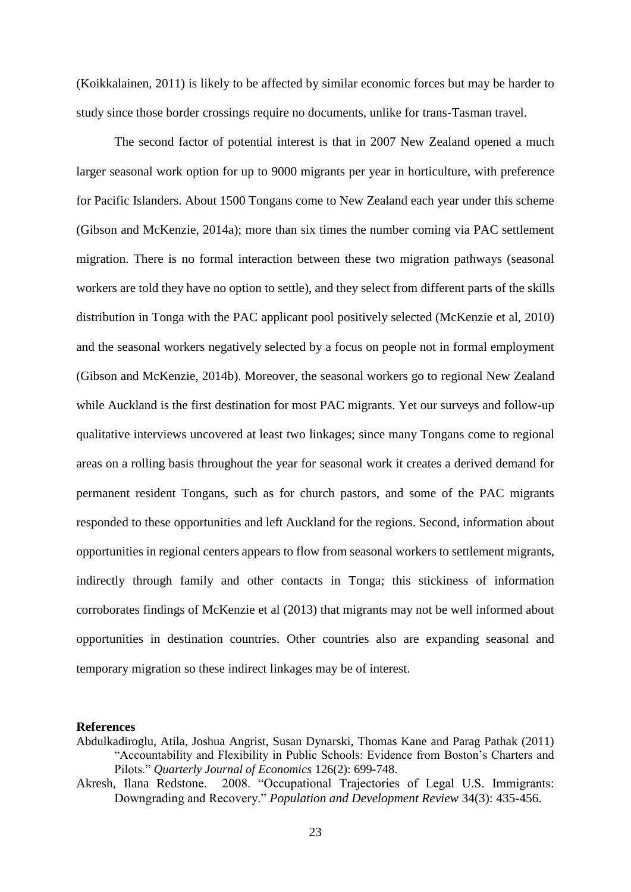(Koikkalainen, 2011) is likely to be affected by similar economic forces but may be harder to study since those border crossings require no documents, unlike for trans-Tasman travel.

The second factor of potential interest is that in 2007 New Zealand opened a much larger seasonal work option for up to 9000 migrants per year in horticulture, with preference for Pacific Islanders. About 1500 Tongans come to New Zealand each year under this scheme (Gibson and McKenzie, 2014a); more than six times the number coming via PAC settlement migration. There is no formal interaction between these two migration pathways (seasonal workers are told they have no option to settle), and they select from different parts of the skills distribution in Tonga with the PAC applicant pool positively selected (McKenzie et al, 2010) and the seasonal workers negatively selected by a focus on people not in formal employment (Gibson and McKenzie, 2014b). Moreover, the seasonal workers go to regional New Zealand while Auckland is the first destination for most PAC migrants. Yet our surveys and follow-up qualitative interviews uncovered at least two linkages; since many Tongans come to regional areas on a rolling basis throughout the year for seasonal work it creates a derived demand for permanent resident Tongans, such as for church pastors, and some of the PAC migrants responded to these opportunities and left Auckland for the regions. Second, information about opportunities in regional centers appears to flow from seasonal workers to settlement migrants, indirectly through family and other contacts in Tonga; this stickiness of information corroborates findings of McKenzie et al (2013) that migrants may not be well informed about opportunities in destination countries. Other countries also are expanding seasonal and temporary migration so these indirect linkages may be of interest.

**References**

Abdulkadiroglu, Atila, Joshua Angrist, Susan Dynarski, Thomas Kane and Parag Pathak (2011) "Accountability and Flexibility in Public Schools: Evidence from Boston's Charters and Pilots." *Quarterly Journal of Economics* 126(2): 699-748.

Akresh, Ilana Redstone. 2008. "Occupational Trajectories of Legal U.S. Immigrants: Downgrading and Recovery." *Population and Development Review* 34(3): 435-456.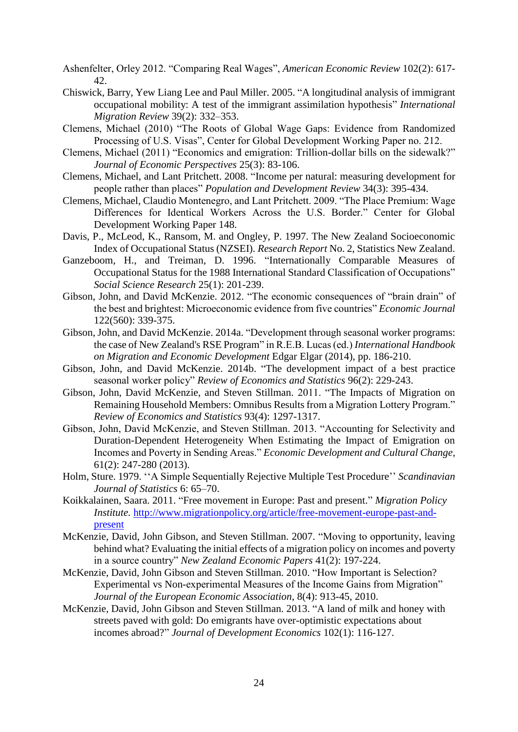Ashenfelter, Orley 2012. "Comparing Real Wages", *American Economic Review* 102(2): 617-42.

Chiswick, Barry, Yew Liang Lee and Paul Miller. 2005. "A longitudinal analysis of immigrant occupational mobility: A test of the immigrant assimilation hypothesis" *International Migration Review* 39(2): 332–353.

Clemens, Michael (2010) "The Roots of Global Wage Gaps: Evidence from Randomized Processing of U.S. Visas", Center for Global Development Working Paper no. 212.

Clemens, Michael (2011) "Economics and emigration: Trillion-dollar bills on the sidewalk?" *Journal of Economic Perspectives* 25(3): 83-106.

Clemens, Michael, and Lant Pritchett. 2008. "Income per natural: measuring development for people rather than places" *Population and Development Review* 34(3): 395-434.

Clemens, Michael, Claudio Montenegro, and Lant Pritchett. 2009. "The Place Premium: Wage Differences for Identical Workers Across the U.S. Border." Center for Global Development Working Paper 148.

Davis, P., McLeod, K., Ransom, M. and Ongley, P. 1997. The New Zealand Socioeconomic Index of Occupational Status (NZSEI). *Research Report* No. 2, Statistics New Zealand.

Ganzeboom, H., and Treiman, D. 1996. "Internationally Comparable Measures of Occupational Status for the 1988 International Standard Classification of Occupations" *Social Science Research* 25(1): 201-239.

Gibson, John, and David McKenzie. 2012. "The economic consequences of "brain drain" of the best and brightest: Microeconomic evidence from five countries" *Economic Journal* 122(560): 339-375.

Gibson, John, and David McKenzie. 2014a. "Development through seasonal worker programs: the case of New Zealand's RSE Program" in R.E.B. Lucas (ed.) *International Handbook on Migration and Economic Development* Edgar Elgar (2014), pp. 186-210.

Gibson, John, and David McKenzie. 2014b. "The development impact of a best practice seasonal worker policy" *Review of Economics and Statistics* 96(2): 229-243.

Gibson, John, David McKenzie, and Steven Stillman. 2011. "The Impacts of Migration on Remaining Household Members: Omnibus Results from a Migration Lottery Program." *Review of Economics and Statistics* 93(4): 1297-1317.

Gibson, John, David McKenzie, and Steven Stillman. 2013. "Accounting for Selectivity and Duration-Dependent Heterogeneity When Estimating the Impact of Emigration on Incomes and Poverty in Sending Areas." *Economic Development and Cultural Change*, 61(2): 247-280 (2013).

Holm, Sture. 1979. ''A Simple Sequentially Rejective Multiple Test Procedure'' *Scandinavian Journal of Statistics* 6: 65–70.

Koikkalainen, Saara. 2011. "Free movement in Europe: Past and present." *Migration Policy Institute*. http://www.migrationpolicy.org/article/free-movement-europe-past-and-present

McKenzie, David, John Gibson, and Steven Stillman. 2007. "Moving to opportunity, leaving behind what? Evaluating the initial effects of a migration policy on incomes and poverty in a source country" *New Zealand Economic Papers* 41(2): 197-224.

McKenzie, David, John Gibson and Steven Stillman. 2010. "How Important is Selection? Experimental vs Non-experimental Measures of the Income Gains from Migration" *Journal of the European Economic Association*, 8(4): 913-45, 2010.

McKenzie, David, John Gibson and Steven Stillman. 2013. "A land of milk and honey with streets paved with gold: Do emigrants have over-optimistic expectations about incomes abroad?" *Journal of Development Economics* 102(1): 116-127.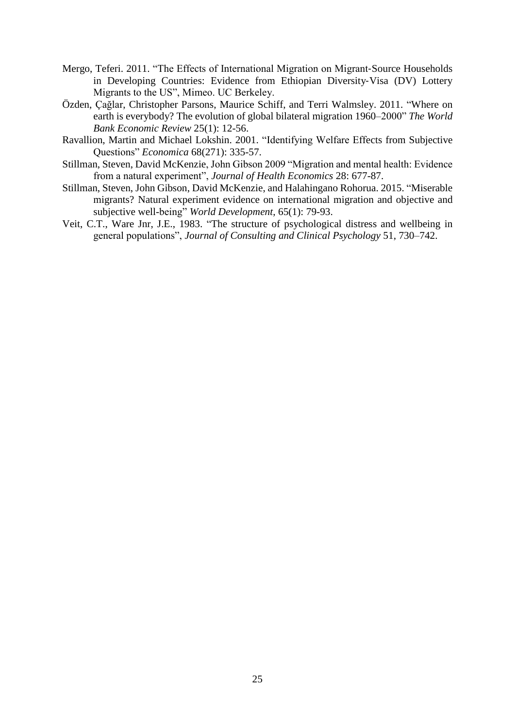Mergo, Teferi. 2011. "The Effects of International Migration on Migrant‐Source Households in Developing Countries: Evidence from Ethiopian Diversity‐Visa (DV) Lottery Migrants to the US", Mimeo. UC Berkeley.

Özden, Çağlar, Christopher Parsons, Maurice Schiff, and Terri Walmsley. 2011. "Where on earth is everybody? The evolution of global bilateral migration 1960–2000" *The World Bank Economic Review* 25(1): 12-56.

Ravallion, Martin and Michael Lokshin. 2001. "Identifying Welfare Effects from Subjective Questions" *Economica* 68(271): 335-57.

Stillman, Steven, David McKenzie, John Gibson 2009 "Migration and mental health: Evidence from a natural experiment", *Journal of Health Economics* 28: 677-87.

Stillman, Steven, John Gibson, David McKenzie, and Halahingano Rohorua. 2015. "Miserable migrants? Natural experiment evidence on international migration and objective and subjective well-being" *World Development*, 65(1): 79-93.

Veit, C.T., Ware Jnr, J.E., 1983. "The structure of psychological distress and wellbeing in general populations", *Journal of Consulting and Clinical Psychology* 51, 730–742.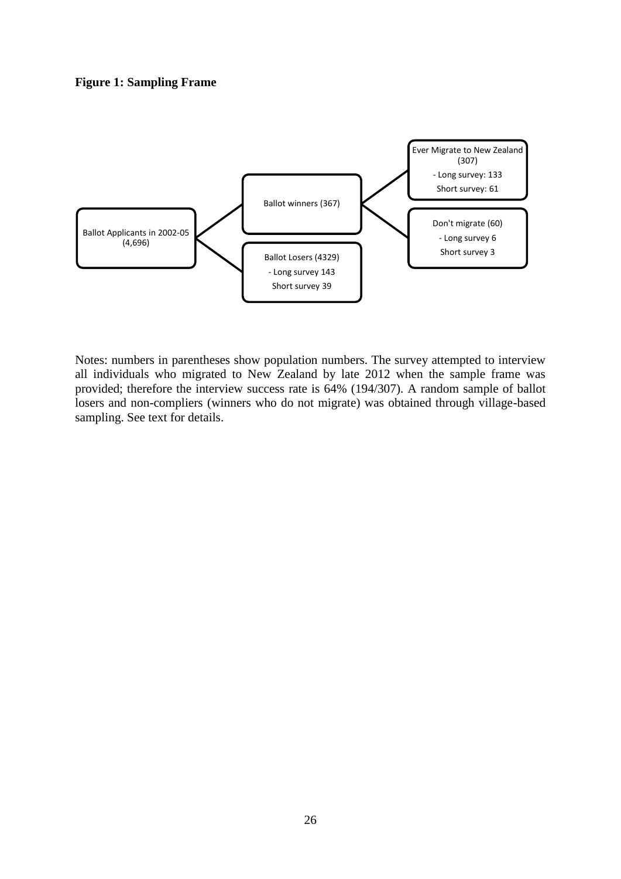**Figure 1: Sampling Frame**

Ballot Applicants in 2002-05 (4,696)

Ballot winners (367)

Ballot Losers (4329)
- Long survey 143
Short survey 39

Ever Migrate to New Zealand (307)
- Long survey: 133
Short survey: 61

Don't migrate (60)
- Long survey 6
Short survey 3

Notes: numbers in parentheses show population numbers. The survey attempted to interview all individuals who migrated to New Zealand by late 2012 when the sample frame was provided; therefore the interview success rate is 64% (194/307). A random sample of ballot losers and non-compliers (winners who do not migrate) was obtained through village-based sampling. See text for details.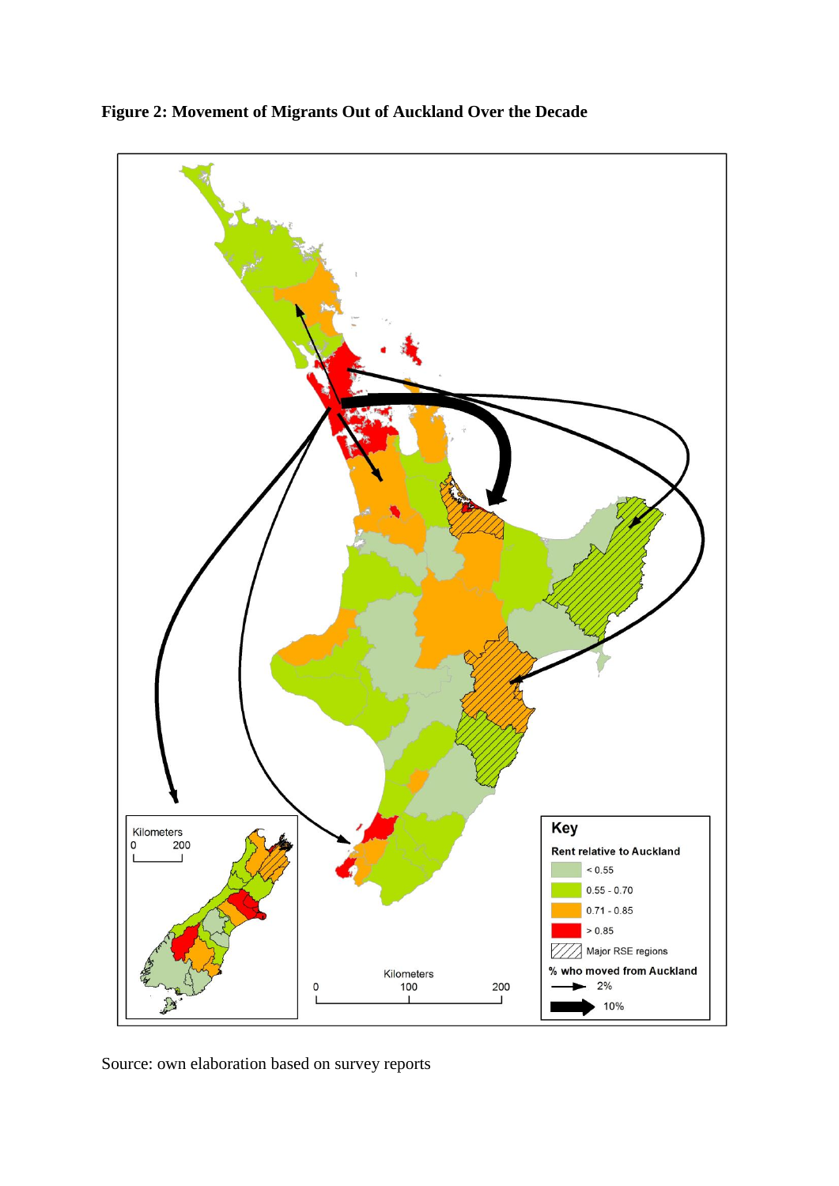**Figure 2: Movement of Migrants Out of Auckland Over the Decade**

Source: own elaboration based on survey reports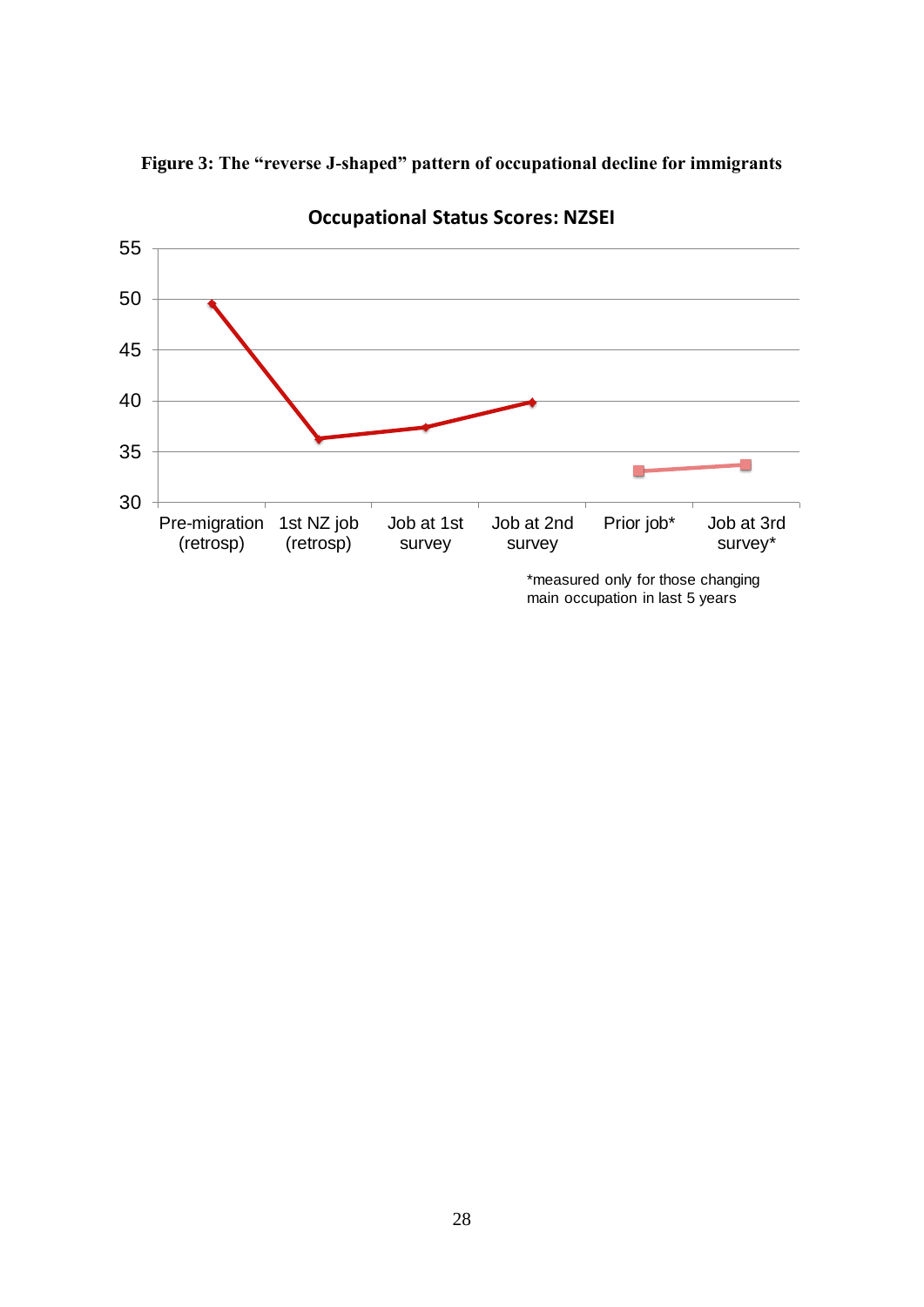**Figure 3: The "reverse J-shaped" pattern of occupational decline for immigrants**

**Occupational Status Scores: NZSEI**

| | Pre-migration (retrosp) | 1st NZ job (retrosp) | Job at 1st survey | Job at 2nd survey | Prior job* | Job at 3rd survey* |
|---|---|---|---|---|---|---|
| NZSEI | 49.5 | 36.3 | 37.4 | 39.9 | 33.1 | 33.7 |

*measured only for those changing main occupation in last 5 years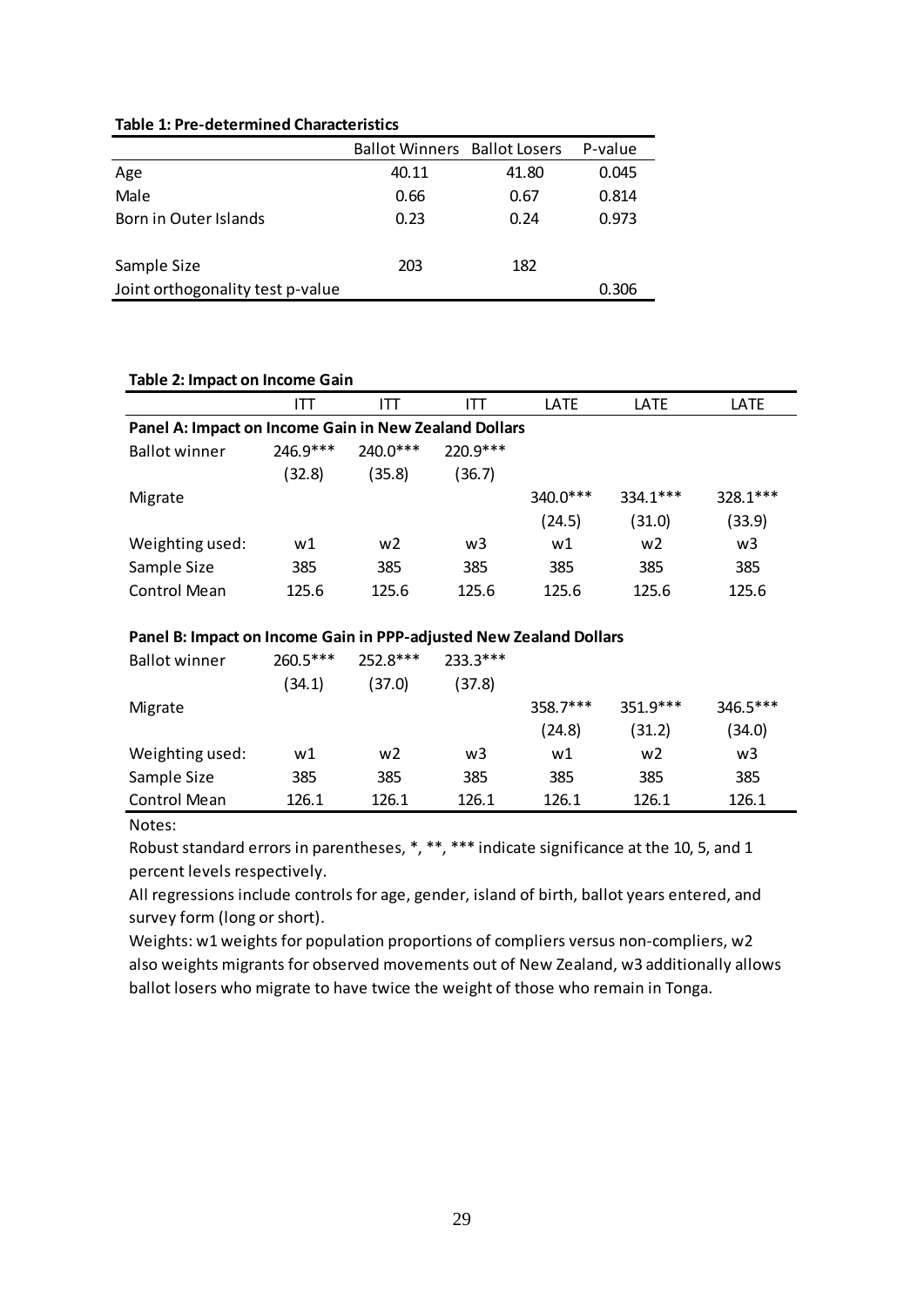**Table 1: Pre-determined Characteristics**

| | Ballot Winners | Ballot Losers | P-value |
|---|---|---|---|
| Age | 40.11 | 41.80 | 0.045 |
| Male | 0.66 | 0.67 | 0.814 |
| Born in Outer Islands | 0.23 | 0.24 | 0.973 |
| | | | |
| Sample Size | 203 | 182 | |
| Joint orthogonality test p-value | | | 0.306 |

**Table 2: Impact on Income Gain**

| | ITT | ITT | ITT | LATE | LATE | LATE |
|---|---|---|---|---|---|---|
| **Panel A: Impact on Income Gain in New Zealand Dollars** | | | | | | |
| Ballot winner | 246.9*** | 240.0*** | 220.9*** | | | |
| | (32.8) | (35.8) | (36.7) | | | |
| Migrate | | | | 340.0*** | 334.1*** | 328.1*** |
| | | | | (24.5) | (31.0) | (33.9) |
| Weighting used: | w1 | w2 | w3 | w1 | w2 | w3 |
| Sample Size | 385 | 385 | 385 | 385 | 385 | 385 |
| Control Mean | 125.6 | 125.6 | 125.6 | 125.6 | 125.6 | 125.6 |
| **Panel B: Impact on Income Gain in PPP-adjusted New Zealand Dollars** | | | | | | |
| Ballot winner | 260.5*** | 252.8*** | 233.3*** | | | |
| | (34.1) | (37.0) | (37.8) | | | |
| Migrate | | | | 358.7*** | 351.9*** | 346.5*** |
| | | | | (24.8) | (31.2) | (34.0) |
| Weighting used: | w1 | w2 | w3 | w1 | w2 | w3 |
| Sample Size | 385 | 385 | 385 | 385 | 385 | 385 |
| Control Mean | 126.1 | 126.1 | 126.1 | 126.1 | 126.1 | 126.1 |

Notes:

Robust standard errors in parentheses, *, **, *** indicate significance at the 10, 5, and 1 percent levels respectively.

All regressions include controls for age, gender, island of birth, ballot years entered, and survey form (long or short).

Weights: w1 weights for population proportions of compliers versus non-compliers, w2 also weights migrants for observed movements out of New Zealand, w3 additionally allows ballot losers who migrate to have twice the weight of those who remain in Tonga.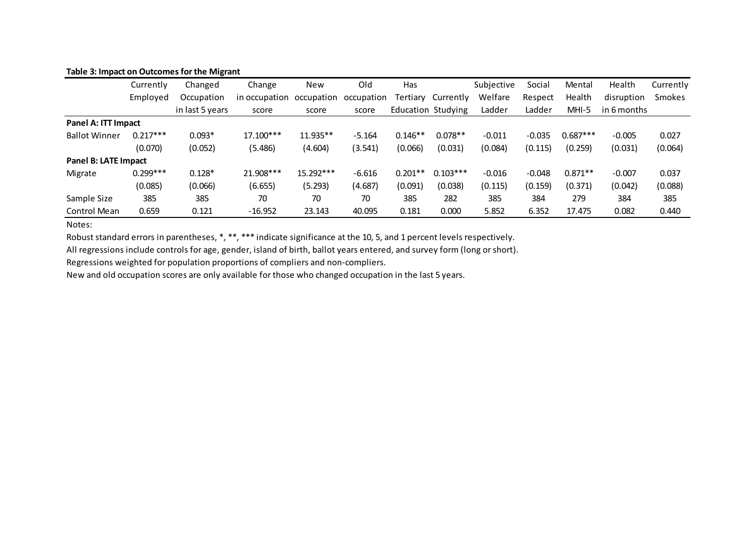**Table 3: Impact on Outcomes for the Migrant**

| | Currently Employed | Changed Occupation in last 5 years | Change in occupation score | New occupation score | Old occupation score | Has Tertiary Education | Currently Studying | Subjective Welfare Ladder | Social Respect Ladder | Mental Health MHI-5 | Health disruption in 6 months | Currently Smokes |
|---|---|---|---|---|---|---|---|---|---|---|---|---|
| **Panel A: ITT Impact** | | | | | | | | | | | | |
| Ballot Winner | 0.217*** | 0.093* | 17.100*** | 11.935** | -5.164 | 0.146** | 0.078** | -0.011 | -0.035 | 0.687*** | -0.005 | 0.027 |
| | (0.070) | (0.052) | (5.486) | (4.604) | (3.541) | (0.066) | (0.031) | (0.084) | (0.115) | (0.259) | (0.031) | (0.064) |
| **Panel B: LATE Impact** | | | | | | | | | | | | |
| Migrate | 0.299*** | 0.128* | 21.908*** | 15.292*** | -6.616 | 0.201** | 0.103*** | -0.016 | -0.048 | 0.871** | -0.007 | 0.037 |
| | (0.085) | (0.066) | (6.655) | (5.293) | (4.687) | (0.091) | (0.038) | (0.115) | (0.159) | (0.371) | (0.042) | (0.088) |
| Sample Size | 385 | 385 | 70 | 70 | 70 | 385 | 282 | 385 | 384 | 279 | 384 | 385 |
| Control Mean | 0.659 | 0.121 | -16.952 | 23.143 | 40.095 | 0.181 | 0.000 | 5.852 | 6.352 | 17.475 | 0.082 | 0.440 |

Notes:

Robust standard errors in parentheses, *, **, *** indicate significance at the 10, 5, and 1 percent levels respectively.

All regressions include controls for age, gender, island of birth, ballot years entered, and survey form (long or short).

Regressions weighted for population proportions of compliers and non-compliers.

New and old occupation scores are only available for those who changed occupation in the last 5 years.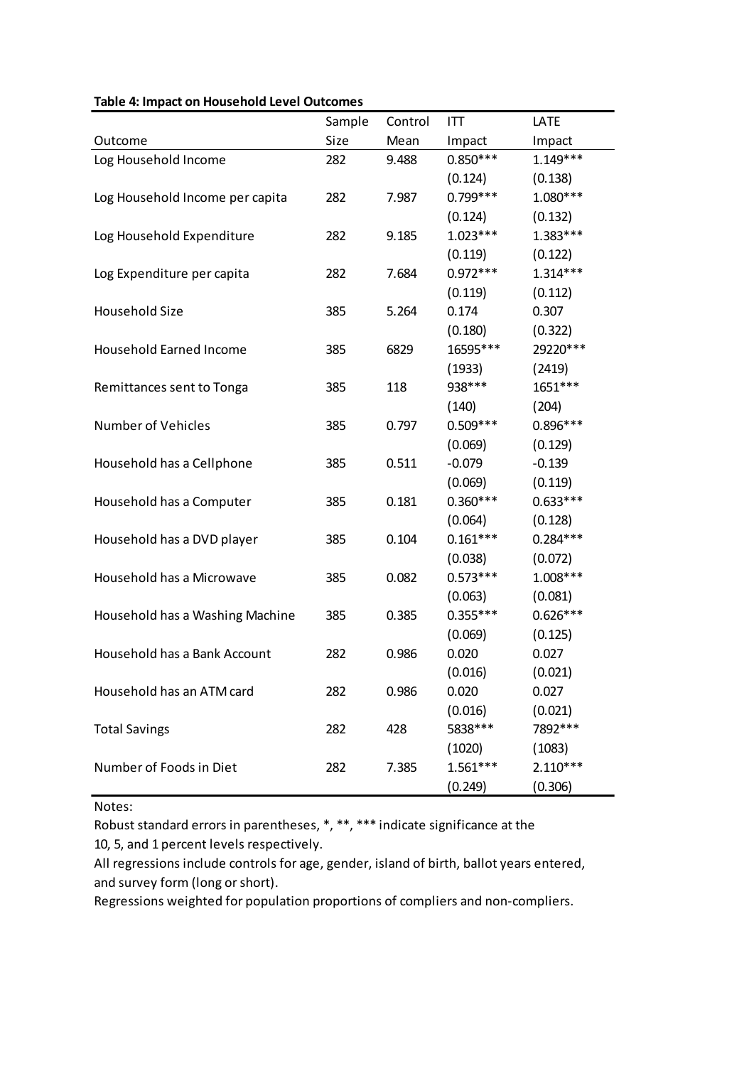**Table 4: Impact on Household Level Outcomes**

| Outcome | Sample Size | Control Mean | ITT Impact | LATE Impact |
|---|---|---|---|---|
| Log Household Income | 282 | 9.488 | 0.850*** | 1.149*** |
| | | | (0.124) | (0.138) |
| Log Household Income per capita | 282 | 7.987 | 0.799*** | 1.080*** |
| | | | (0.124) | (0.132) |
| Log Household Expenditure | 282 | 9.185 | 1.023*** | 1.383*** |
| | | | (0.119) | (0.122) |
| Log Expenditure per capita | 282 | 7.684 | 0.972*** | 1.314*** |
| | | | (0.119) | (0.112) |
| Household Size | 385 | 5.264 | 0.174 | 0.307 |
| | | | (0.180) | (0.322) |
| Household Earned Income | 385 | 6829 | 16595*** | 29220*** |
| | | | (1933) | (2419) |
| Remittances sent to Tonga | 385 | 118 | 938*** | 1651*** |
| | | | (140) | (204) |
| Number of Vehicles | 385 | 0.797 | 0.509*** | 0.896*** |
| | | | (0.069) | (0.129) |
| Household has a Cellphone | 385 | 0.511 | -0.079 | -0.139 |
| | | | (0.069) | (0.119) |
| Household has a Computer | 385 | 0.181 | 0.360*** | 0.633*** |
| | | | (0.064) | (0.128) |
| Household has a DVD player | 385 | 0.104 | 0.161*** | 0.284*** |
| | | | (0.038) | (0.072) |
| Household has a Microwave | 385 | 0.082 | 0.573*** | 1.008*** |
| | | | (0.063) | (0.081) |
| Household has a Washing Machine | 385 | 0.385 | 0.355*** | 0.626*** |
| | | | (0.069) | (0.125) |
| Household has a Bank Account | 282 | 0.986 | 0.020 | 0.027 |
| | | | (0.016) | (0.021) |
| Household has an ATM card | 282 | 0.986 | 0.020 | 0.027 |
| | | | (0.016) | (0.021) |
| Total Savings | 282 | 428 | 5838*** | 7892*** |
| | | | (1020) | (1083) |
| Number of Foods in Diet | 282 | 7.385 | 1.561*** | 2.110*** |
| | | | (0.249) | (0.306) |

Notes:
Robust standard errors in parentheses, *, **, *** indicate significance at the 10, 5, and 1 percent levels respectively.
All regressions include controls for age, gender, island of birth, ballot years entered, and survey form (long or short).
Regressions weighted for population proportions of compliers and non-compliers.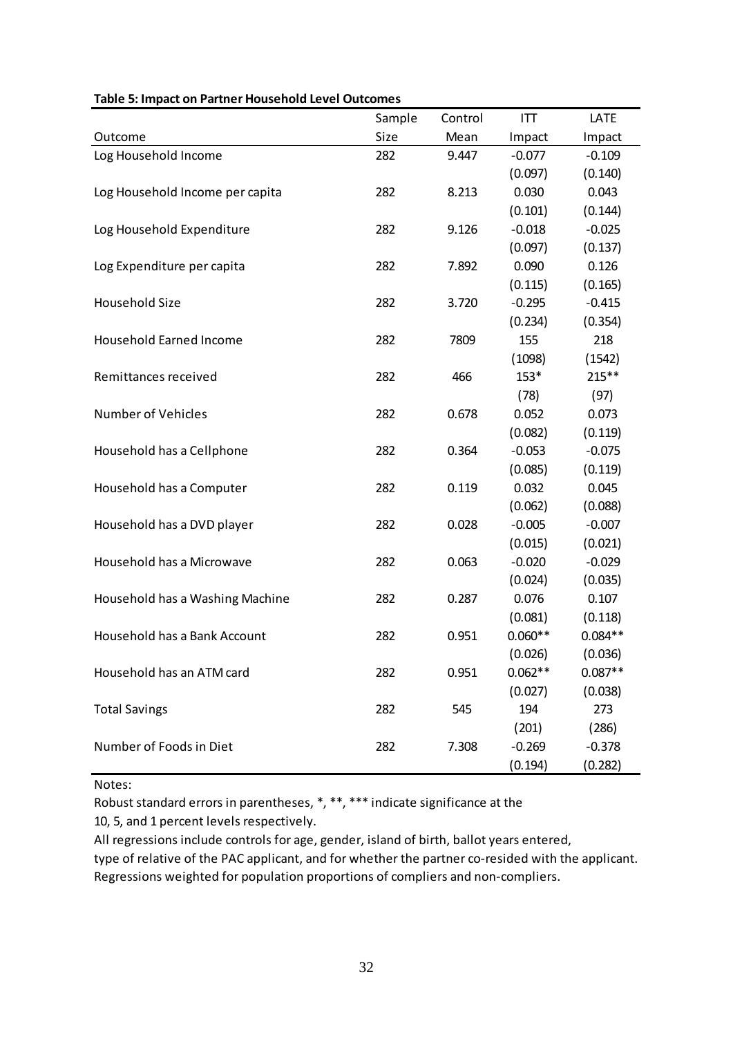**Table 5: Impact on Partner Household Level Outcomes**

| Outcome | Sample Size | Control Mean | ITT Impact | LATE Impact |
|---|---|---|---|---|
| Log Household Income | 282 | 9.447 | -0.077 | -0.109 |
| | | | (0.097) | (0.140) |
| Log Household Income per capita | 282 | 8.213 | 0.030 | 0.043 |
| | | | (0.101) | (0.144) |
| Log Household Expenditure | 282 | 9.126 | -0.018 | -0.025 |
| | | | (0.097) | (0.137) |
| Log Expenditure per capita | 282 | 7.892 | 0.090 | 0.126 |
| | | | (0.115) | (0.165) |
| Household Size | 282 | 3.720 | -0.295 | -0.415 |
| | | | (0.234) | (0.354) |
| Household Earned Income | 282 | 7809 | 155 | 218 |
| | | | (1098) | (1542) |
| Remittances received | 282 | 466 | 153* | 215** |
| | | | (78) | (97) |
| Number of Vehicles | 282 | 0.678 | 0.052 | 0.073 |
| | | | (0.082) | (0.119) |
| Household has a Cellphone | 282 | 0.364 | -0.053 | -0.075 |
| | | | (0.085) | (0.119) |
| Household has a Computer | 282 | 0.119 | 0.032 | 0.045 |
| | | | (0.062) | (0.088) |
| Household has a DVD player | 282 | 0.028 | -0.005 | -0.007 |
| | | | (0.015) | (0.021) |
| Household has a Microwave | 282 | 0.063 | -0.020 | -0.029 |
| | | | (0.024) | (0.035) |
| Household has a Washing Machine | 282 | 0.287 | 0.076 | 0.107 |
| | | | (0.081) | (0.118) |
| Household has a Bank Account | 282 | 0.951 | 0.060** | 0.084** |
| | | | (0.026) | (0.036) |
| Household has an ATM card | 282 | 0.951 | 0.062** | 0.087** |
| | | | (0.027) | (0.038) |
| Total Savings | 282 | 545 | 194 | 273 |
| | | | (201) | (286) |
| Number of Foods in Diet | 282 | 7.308 | -0.269 | -0.378 |
| | | | (0.194) | (0.282) |

Notes:

Robust standard errors in parentheses, *, **, *** indicate significance at the 10, 5, and 1 percent levels respectively.

All regressions include controls for age, gender, island of birth, ballot years entered, type of relative of the PAC applicant, and for whether the partner co-resided with the applicant.

Regressions weighted for population proportions of compliers and non-compliers.